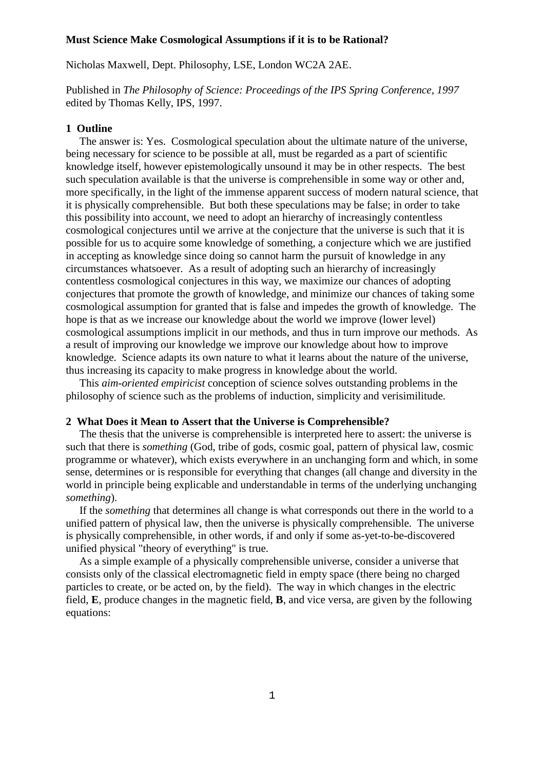# Must Science Make Cosmological Assumptions if it is to be Rational?

Nicholas Maxwell, Dept. Philosophy, LSE, London WC2A 2AE.

Published in *The Philosophy of Science: Proceedings of the IPS Spring Conference, 1997* edited by Thomas Kelly, IPS, 1997.

## 1 Outline

The answer is: Yes. Cosmological speculation about the ultimate nature of the universe, being necessary for science to be possible at all, must be regarded as a part of scientific knowledge itself, however epistemologically unsound it may be in other respects. The best such speculation available is that the universe is comprehensible in some way or other and, more specifically, in the light of the immense apparent success of modern natural science, that it is physically comprehensible. But both these speculations may be false; in order to take this possibility into account, we need to adopt an hierarchy of increasingly contentless cosmological conjectures until we arrive at the conjecture that the universe is such that it is possible for us to acquire some knowledge of something, a conjecture which we are justified in accepting as knowledge since doing so cannot harm the pursuit of knowledge in any circumstances whatsoever. As a result of adopting such an hierarchy of increasingly contentless cosmological conjectures in this way, we maximize our chances of adopting conjectures that promote the growth of knowledge, and minimize our chances of taking some cosmological assumption for granted that is false and impedes the growth of knowledge. The hope is that as we increase our knowledge about the world we improve (lower level) cosmological assumptions implicit in our methods, and thus in turn improve our methods. As a result of improving our knowledge we improve our knowledge about how to improve knowledge. Science adapts its own nature to what it learns about the nature of the universe, thus increasing its capacity to make progress in knowledge about the world.

This *aim-oriented empiricist* conception of science solves outstanding problems in the philosophy of science such as the problems of induction, simplicity and verisimilitude.

## 2 What Does it Mean to Assert that the Universe is Comprehensible?

The thesis that the universe is comprehensible is interpreted here to assert: the universe is such that there is *something* (God, tribe of gods, cosmic goal, pattern of physical law, cosmic programme or whatever), which exists everywhere in an unchanging form and which, in some sense, determines or is responsible for everything that changes (all change and diversity in the world in principle being explicable and understandable in terms of the underlying unchanging *something*).

If the *something* that determines all change is what corresponds out there in the world to a unified pattern of physical law, then the universe is physically comprehensible. The universe is physically comprehensible, in other words, if and only if some as-yet-to-be-discovered unified physical "theory of everything" is true.

As a simple example of a physically comprehensible universe, consider a universe that consists only of the classical electromagnetic field in empty space (there being no charged particles to create, or be acted on, by the field). The way in which changes in the electric field, **E**, produce changes in the magnetic field, **B**, and vice versa, are given by the following equations: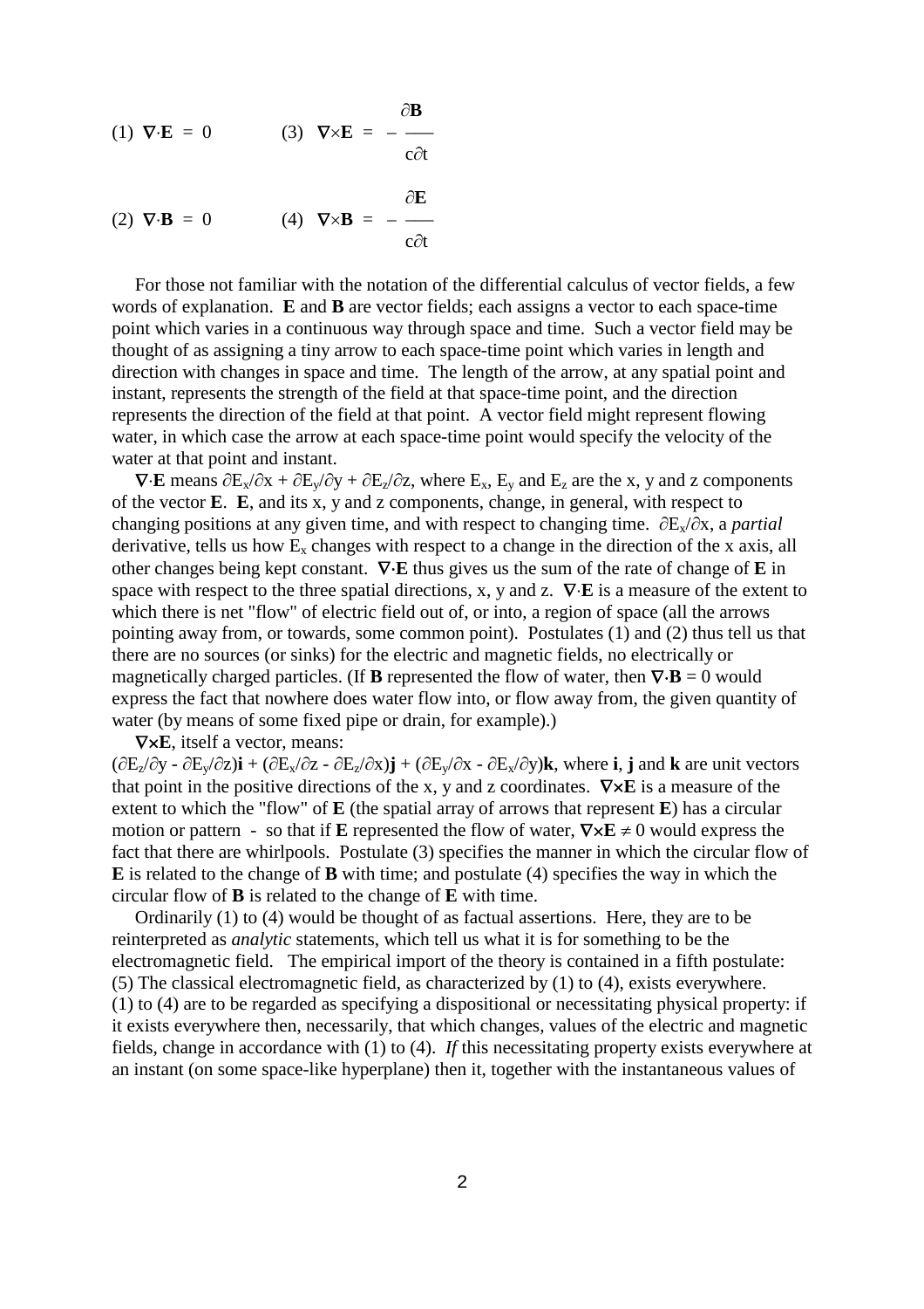$$(1)\ \nabla\cdot\mathbf{E} = 0 \qquad (3)\ \nabla\times\mathbf{E} = -\frac{\partial\mathbf{B}}{c\partial t}$$

$$(2)\ \nabla\cdot\mathbf{B} = 0 \qquad (4)\ \nabla\times\mathbf{B} = -\frac{\partial\mathbf{E}}{c\partial t}$$

For those not familiar with the notation of the differential calculus of vector fields, a few words of explanation. **E** and **B** are vector fields; each assigns a vector to each space-time point which varies in a continuous way through space and time. Such a vector field may be thought of as assigning a tiny arrow to each space-time point which varies in length and direction with changes in space and time. The length of the arrow, at any spatial point and instant, represents the strength of the field at that space-time point, and the direction represents the direction of the field at that point. A vector field might represent flowing water, in which case the arrow at each space-time point would specify the velocity of the water at that point and instant.

$\nabla\cdot\mathbf{E}$ means $\partial E_x/\partial x + \partial E_y/\partial y + \partial E_z/\partial z$, where $E_x$, $E_y$ and $E_z$ are the x, y and z components of the vector **E**. **E**, and its x, y and z components, change, in general, with respect to changing positions at any given time, and with respect to changing time. $\partial E_x/\partial x$, a *partial* derivative, tells us how $E_x$ changes with respect to a change in the direction of the x axis, all other changes being kept constant. $\nabla\cdot\mathbf{E}$ thus gives us the sum of the rate of change of **E** in space with respect to the three spatial directions, x, y and z. $\nabla\cdot\mathbf{E}$ is a measure of the extent to which there is net "flow" of electric field out of, or into, a region of space (all the arrows pointing away from, or towards, some common point). Postulates (1) and (2) thus tell us that there are no sources (or sinks) for the electric and magnetic fields, no electrically or magnetically charged particles. (If **B** represented the flow of water, then $\nabla\cdot\mathbf{B} = 0$ would express the fact that nowhere does water flow into, or flow away from, the given quantity of water (by means of some fixed pipe or drain, for example).)

$\nabla\times\mathbf{E}$, itself a vector, means:
$(\partial E_z/\partial y - \partial E_y/\partial z)\mathbf{i} + (\partial E_x/\partial z - \partial E_z/\partial x)\mathbf{j} + (\partial E_y/\partial x - \partial E_x/\partial y)\mathbf{k}$, where **i**, **j** and **k** are unit vectors that point in the positive directions of the x, y and z coordinates. $\nabla\times\mathbf{E}$ is a measure of the extent to which the "flow" of **E** (the spatial array of arrows that represent **E**) has a circular motion or pattern - so that if **E** represented the flow of water, $\nabla\times\mathbf{E} \neq 0$ would express the fact that there are whirlpools. Postulate (3) specifies the manner in which the circular flow of **E** is related to the change of **B** with time; and postulate (4) specifies the way in which the circular flow of **B** is related to the change of **E** with time.

Ordinarily (1) to (4) would be thought of as factual assertions. Here, they are to be reinterpreted as *analytic* statements, which tell us what it is for something to be the electromagnetic field. The empirical import of the theory is contained in a fifth postulate:
(5) The classical electromagnetic field, as characterized by (1) to (4), exists everywhere.
(1) to (4) are to be regarded as specifying a dispositional or necessitating physical property: if it exists everywhere then, necessarily, that which changes, values of the electric and magnetic fields, change in accordance with (1) to (4). *If* this necessitating property exists everywhere at an instant (on some space-like hyperplane) then it, together with the instantaneous values of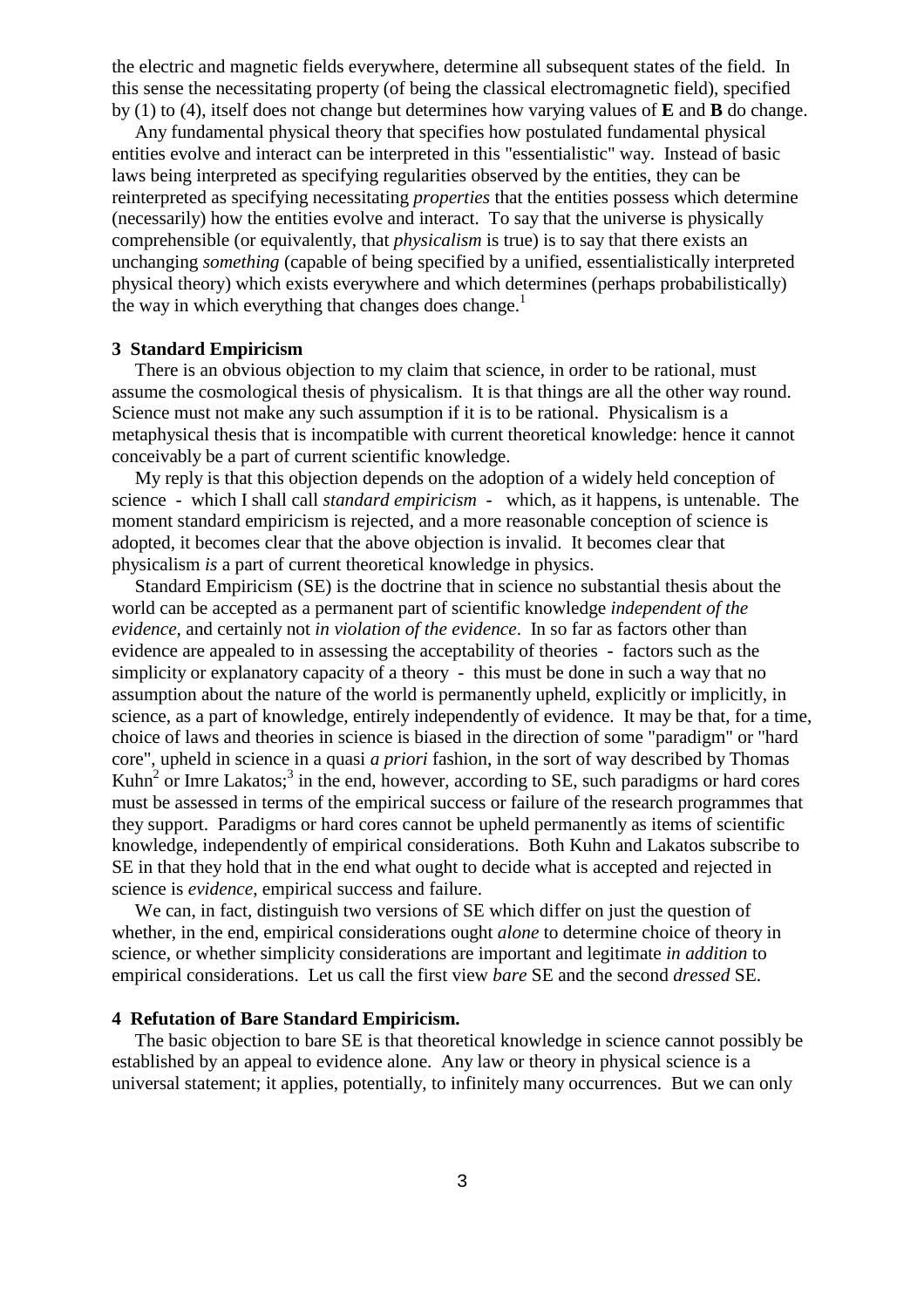the electric and magnetic fields everywhere, determine all subsequent states of the field. In this sense the necessitating property (of being the classical electromagnetic field), specified by (1) to (4), itself does not change but determines how varying values of **E** and **B** do change.

Any fundamental physical theory that specifies how postulated fundamental physical entities evolve and interact can be interpreted in this "essentialistic" way. Instead of basic laws being interpreted as specifying regularities observed by the entities, they can be reinterpreted as specifying necessitating *properties* that the entities possess which determine (necessarily) how the entities evolve and interact. To say that the universe is physically comprehensible (or equivalently, that *physicalism* is true) is to say that there exists an unchanging *something* (capable of being specified by a unified, essentialistically interpreted physical theory) which exists everywhere and which determines (perhaps probabilistically) the way in which everything that changes does change.[1]

## 3 Standard Empiricism

There is an obvious objection to my claim that science, in order to be rational, must assume the cosmological thesis of physicalism. It is that things are all the other way round. Science must not make any such assumption if it is to be rational. Physicalism is a metaphysical thesis that is incompatible with current theoretical knowledge: hence it cannot conceivably be a part of current scientific knowledge.

My reply is that this objection depends on the adoption of a widely held conception of science - which I shall call *standard empiricism* - which, as it happens, is untenable. The moment standard empiricism is rejected, and a more reasonable conception of science is adopted, it becomes clear that the above objection is invalid. It becomes clear that physicalism *is* a part of current theoretical knowledge in physics.

Standard Empiricism (SE) is the doctrine that in science no substantial thesis about the world can be accepted as a permanent part of scientific knowledge *independent of the evidence*, and certainly not *in violation of the evidence*. In so far as factors other than evidence are appealed to in assessing the acceptability of theories - factors such as the simplicity or explanatory capacity of a theory - this must be done in such a way that no assumption about the nature of the world is permanently upheld, explicitly or implicitly, in science, as a part of knowledge, entirely independently of evidence. It may be that, for a time, choice of laws and theories in science is biased in the direction of some "paradigm" or "hard core", upheld in science in a quasi *a priori* fashion, in the sort of way described by Thomas Kuhn[2] or Imre Lakatos;[3] in the end, however, according to SE, such paradigms or hard cores must be assessed in terms of the empirical success or failure of the research programmes that they support. Paradigms or hard cores cannot be upheld permanently as items of scientific knowledge, independently of empirical considerations. Both Kuhn and Lakatos subscribe to SE in that they hold that in the end what ought to decide what is accepted and rejected in science is *evidence*, empirical success and failure.

We can, in fact, distinguish two versions of SE which differ on just the question of whether, in the end, empirical considerations ought *alone* to determine choice of theory in science, or whether simplicity considerations are important and legitimate *in addition* to empirical considerations. Let us call the first view *bare* SE and the second *dressed* SE.

## 4 Refutation of Bare Standard Empiricism.

The basic objection to bare SE is that theoretical knowledge in science cannot possibly be established by an appeal to evidence alone. Any law or theory in physical science is a universal statement; it applies, potentially, to infinitely many occurrences. But we can only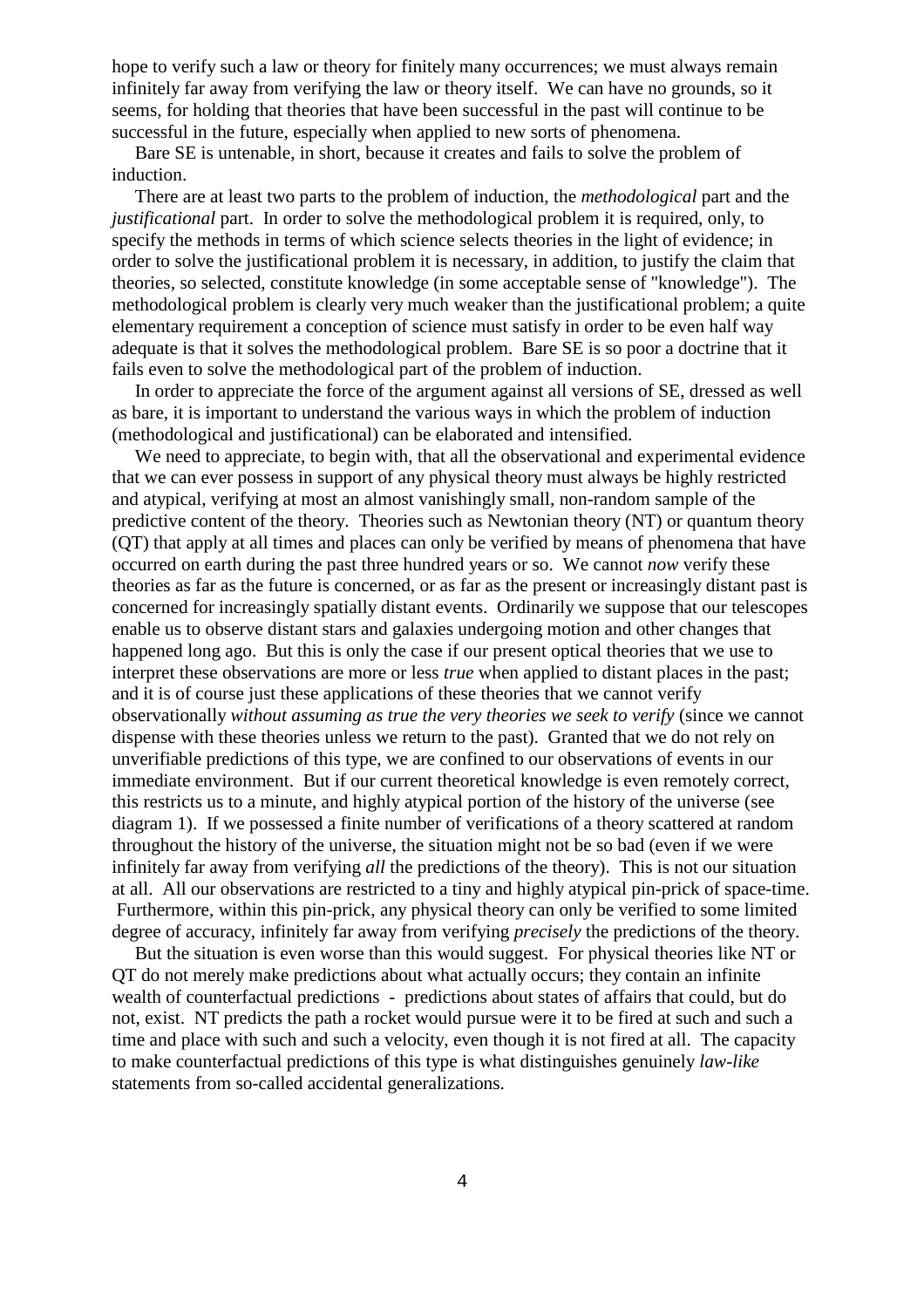hope to verify such a law or theory for finitely many occurrences; we must always remain infinitely far away from verifying the law or theory itself. We can have no grounds, so it seems, for holding that theories that have been successful in the past will continue to be successful in the future, especially when applied to new sorts of phenomena.

Bare SE is untenable, in short, because it creates and fails to solve the problem of induction.

There are at least two parts to the problem of induction, the *methodological* part and the *justificational* part. In order to solve the methodological problem it is required, only, to specify the methods in terms of which science selects theories in the light of evidence; in order to solve the justificational problem it is necessary, in addition, to justify the claim that theories, so selected, constitute knowledge (in some acceptable sense of "knowledge"). The methodological problem is clearly very much weaker than the justificational problem; a quite elementary requirement a conception of science must satisfy in order to be even half way adequate is that it solves the methodological problem. Bare SE is so poor a doctrine that it fails even to solve the methodological part of the problem of induction.

In order to appreciate the force of the argument against all versions of SE, dressed as well as bare, it is important to understand the various ways in which the problem of induction (methodological and justificational) can be elaborated and intensified.

We need to appreciate, to begin with, that all the observational and experimental evidence that we can ever possess in support of any physical theory must always be highly restricted and atypical, verifying at most an almost vanishingly small, non-random sample of the predictive content of the theory. Theories such as Newtonian theory (NT) or quantum theory (QT) that apply at all times and places can only be verified by means of phenomena that have occurred on earth during the past three hundred years or so. We cannot *now* verify these theories as far as the future is concerned, or as far as the present or increasingly distant past is concerned for increasingly spatially distant events. Ordinarily we suppose that our telescopes enable us to observe distant stars and galaxies undergoing motion and other changes that happened long ago. But this is only the case if our present optical theories that we use to interpret these observations are more or less *true* when applied to distant places in the past; and it is of course just these applications of these theories that we cannot verify observationally *without assuming as true the very theories we seek to verify* (since we cannot dispense with these theories unless we return to the past). Granted that we do not rely on unverifiable predictions of this type, we are confined to our observations of events in our immediate environment. But if our current theoretical knowledge is even remotely correct, this restricts us to a minute, and highly atypical portion of the history of the universe (see diagram 1). If we possessed a finite number of verifications of a theory scattered at random throughout the history of the universe, the situation might not be so bad (even if we were infinitely far away from verifying *all* the predictions of the theory). This is not our situation at all. All our observations are restricted to a tiny and highly atypical pin-prick of space-time. Furthermore, within this pin-prick, any physical theory can only be verified to some limited degree of accuracy, infinitely far away from verifying *precisely* the predictions of the theory.

But the situation is even worse than this would suggest. For physical theories like NT or QT do not merely make predictions about what actually occurs; they contain an infinite wealth of counterfactual predictions - predictions about states of affairs that could, but do not, exist. NT predicts the path a rocket would pursue were it to be fired at such and such a time and place with such and such a velocity, even though it is not fired at all. The capacity to make counterfactual predictions of this type is what distinguishes genuinely *law-like* statements from so-called accidental generalizations.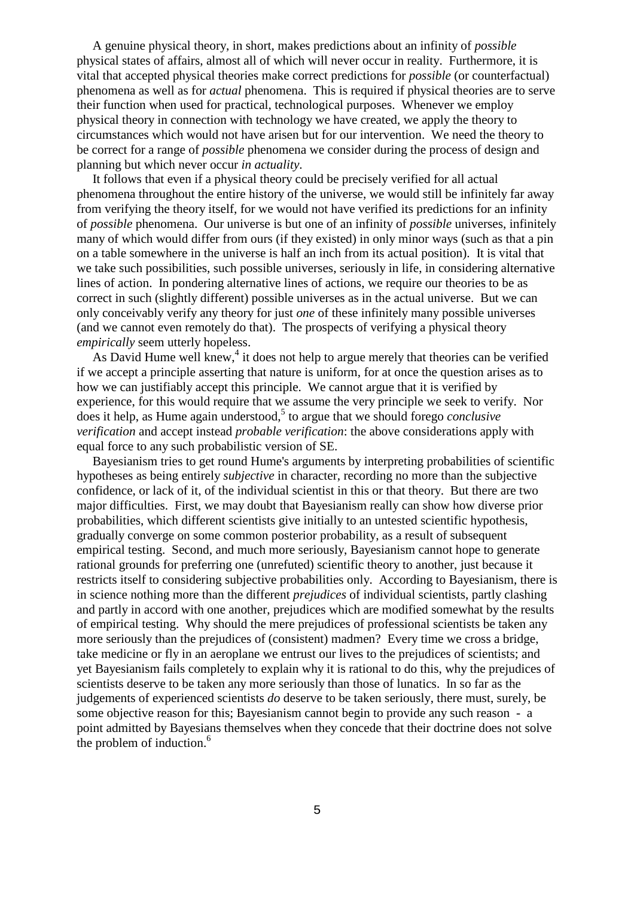A genuine physical theory, in short, makes predictions about an infinity of *possible* physical states of affairs, almost all of which will never occur in reality. Furthermore, it is vital that accepted physical theories make correct predictions for *possible* (or counterfactual) phenomena as well as for *actual* phenomena. This is required if physical theories are to serve their function when used for practical, technological purposes. Whenever we employ physical theory in connection with technology we have created, we apply the theory to circumstances which would not have arisen but for our intervention. We need the theory to be correct for a range of *possible* phenomena we consider during the process of design and planning but which never occur *in actuality*.

It follows that even if a physical theory could be precisely verified for all actual phenomena throughout the entire history of the universe, we would still be infinitely far away from verifying the theory itself, for we would not have verified its predictions for an infinity of *possible* phenomena. Our universe is but one of an infinity of *possible* universes, infinitely many of which would differ from ours (if they existed) in only minor ways (such as that a pin on a table somewhere in the universe is half an inch from its actual position). It is vital that we take such possibilities, such possible universes, seriously in life, in considering alternative lines of action. In pondering alternative lines of actions, we require our theories to be as correct in such (slightly different) possible universes as in the actual universe. But we can only conceivably verify any theory for just *one* of these infinitely many possible universes (and we cannot even remotely do that). The prospects of verifying a physical theory *empirically* seem utterly hopeless.

As David Hume well knew,[4] it does not help to argue merely that theories can be verified if we accept a principle asserting that nature is uniform, for at once the question arises as to how we can justifiably accept this principle. We cannot argue that it is verified by experience, for this would require that we assume the very principle we seek to verify. Nor does it help, as Hume again understood,[5] to argue that we should forego *conclusive verification* and accept instead *probable verification*: the above considerations apply with equal force to any such probabilistic version of SE.

Bayesianism tries to get round Hume's arguments by interpreting probabilities of scientific hypotheses as being entirely *subjective* in character, recording no more than the subjective confidence, or lack of it, of the individual scientist in this or that theory. But there are two major difficulties. First, we may doubt that Bayesianism really can show how diverse prior probabilities, which different scientists give initially to an untested scientific hypothesis, gradually converge on some common posterior probability, as a result of subsequent empirical testing. Second, and much more seriously, Bayesianism cannot hope to generate rational grounds for preferring one (unrefuted) scientific theory to another, just because it restricts itself to considering subjective probabilities only. According to Bayesianism, there is in science nothing more than the different *prejudices* of individual scientists, partly clashing and partly in accord with one another, prejudices which are modified somewhat by the results of empirical testing. Why should the mere prejudices of professional scientists be taken any more seriously than the prejudices of (consistent) madmen? Every time we cross a bridge, take medicine or fly in an aeroplane we entrust our lives to the prejudices of scientists; and yet Bayesianism fails completely to explain why it is rational to do this, why the prejudices of scientists deserve to be taken any more seriously than those of lunatics. In so far as the judgements of experienced scientists *do* deserve to be taken seriously, there must, surely, be some objective reason for this; Bayesianism cannot begin to provide any such reason - a point admitted by Bayesians themselves when they concede that their doctrine does not solve the problem of induction.[6]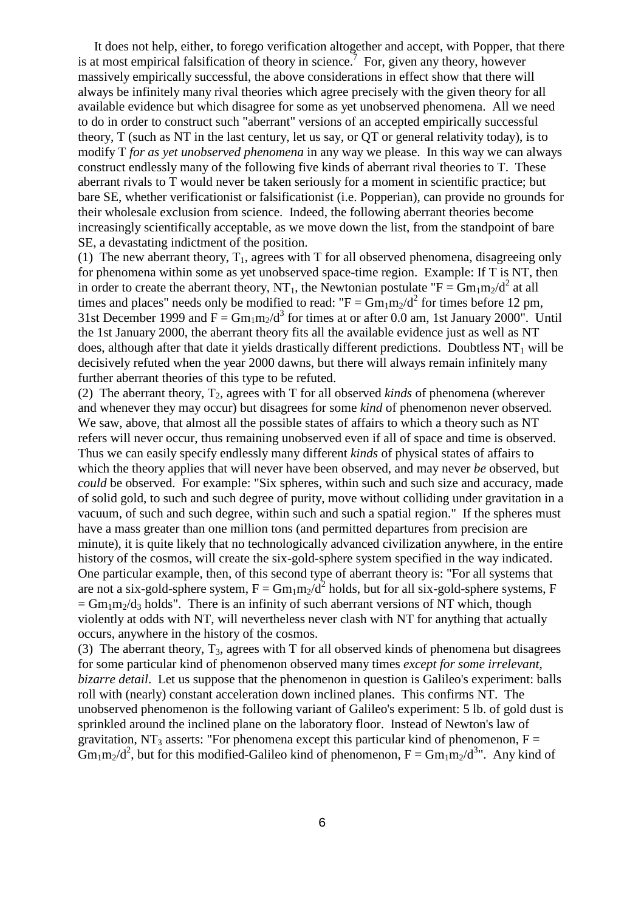It does not help, either, to forego verification altogether and accept, with Popper, that there is at most empirical falsification of theory in science.[7] For, given any theory, however massively empirically successful, the above considerations in effect show that there will always be infinitely many rival theories which agree precisely with the given theory for all available evidence but which disagree for some as yet unobserved phenomena. All we need to do in order to construct such "aberrant" versions of an accepted empirically successful theory, T (such as NT in the last century, let us say, or QT or general relativity today), is to modify T *for as yet unobserved phenomena* in any way we please. In this way we can always construct endlessly many of the following five kinds of aberrant rival theories to T. These aberrant rivals to T would never be taken seriously for a moment in scientific practice; but bare SE, whether verificationist or falsificationist (i.e. Popperian), can provide no grounds for their wholesale exclusion from science. Indeed, the following aberrant theories become increasingly scientifically acceptable, as we move down the list, from the standpoint of bare SE, a devastating indictment of the position.

(1) The new aberrant theory, $T_1$, agrees with T for all observed phenomena, disagreeing only for phenomena within some as yet unobserved space-time region. Example: If T is NT, then in order to create the aberrant theory, $NT_1$, the Newtonian postulate "$F = Gm_1m_2/d^2$ at all times and places" needs only be modified to read: "$F = Gm_1m_2/d^2$ for times before 12 pm, 31st December 1999 and $F = Gm_1m_2/d^3$ for times at or after 0.0 am, 1st January 2000". Until the 1st January 2000, the aberrant theory fits all the available evidence just as well as NT does, although after that date it yields drastically different predictions. Doubtless $NT_1$ will be decisively refuted when the year 2000 dawns, but there will always remain infinitely many further aberrant theories of this type to be refuted.

(2) The aberrant theory, $T_2$, agrees with T for all observed *kinds* of phenomena (wherever and whenever they may occur) but disagrees for some *kind* of phenomenon never observed. We saw, above, that almost all the possible states of affairs to which a theory such as NT refers will never occur, thus remaining unobserved even if all of space and time is observed. Thus we can easily specify endlessly many different *kinds* of physical states of affairs to which the theory applies that will never have been observed, and may never *be* observed, but *could* be observed. For example: "Six spheres, within such and such size and accuracy, made of solid gold, to such and such degree of purity, move without colliding under gravitation in a vacuum, of such and such degree, within such and such a spatial region." If the spheres must have a mass greater than one million tons (and permitted departures from precision are minute), it is quite likely that no technologically advanced civilization anywhere, in the entire history of the cosmos, will create the six-gold-sphere system specified in the way indicated. One particular example, then, of this second type of aberrant theory is: "For all systems that are not a six-gold-sphere system, $F = Gm_1m_2/d^2$ holds, but for all six-gold-sphere systems, $F = Gm_1m_2/d_3$ holds". There is an infinity of such aberrant versions of NT which, though violently at odds with NT, will nevertheless never clash with NT for anything that actually occurs, anywhere in the history of the cosmos.

(3) The aberrant theory, $T_3$, agrees with T for all observed kinds of phenomena but disagrees for some particular kind of phenomenon observed many times *except for some irrelevant, bizarre detail*. Let us suppose that the phenomenon in question is Galileo's experiment: balls roll with (nearly) constant acceleration down inclined planes. This confirms NT. The unobserved phenomenon is the following variant of Galileo's experiment: 5 lb. of gold dust is sprinkled around the inclined plane on the laboratory floor. Instead of Newton's law of gravitation, $NT_3$ asserts: "For phenomena except this particular kind of phenomenon, $F = Gm_1m_2/d^2$, but for this modified-Galileo kind of phenomenon, $F = Gm_1m_2/d^3$". Any kind of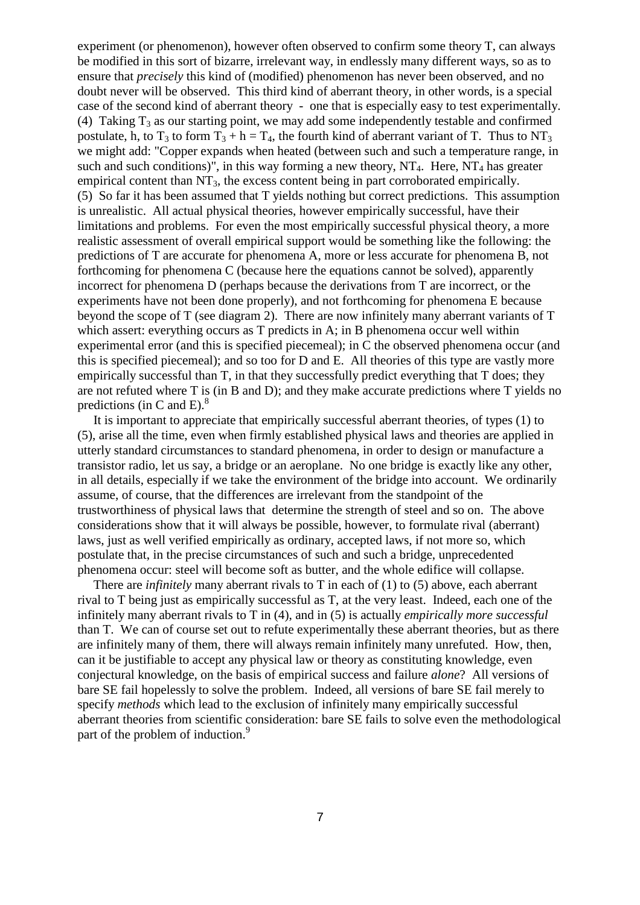experiment (or phenomenon), however often observed to confirm some theory T, can always be modified in this sort of bizarre, irrelevant way, in endlessly many different ways, so as to ensure that *precisely* this kind of (modified) phenomenon has never been observed, and no doubt never will be observed. This third kind of aberrant theory, in other words, is a special case of the second kind of aberrant theory - one that is especially easy to test experimentally.

(4) Taking $T_3$ as our starting point, we may add some independently testable and confirmed postulate, h, to $T_3$ to form $T_3 + h = T_4$, the fourth kind of aberrant variant of T. Thus to $NT_3$ we might add: "Copper expands when heated (between such and such a temperature range, in such and such conditions)", in this way forming a new theory, $NT_4$. Here, $NT_4$ has greater empirical content than $NT_3$, the excess content being in part corroborated empirically.

(5) So far it has been assumed that T yields nothing but correct predictions. This assumption is unrealistic. All actual physical theories, however empirically successful, have their limitations and problems. For even the most empirically successful physical theory, a more realistic assessment of overall empirical support would be something like the following: the predictions of T are accurate for phenomena A, more or less accurate for phenomena B, not forthcoming for phenomena C (because here the equations cannot be solved), apparently incorrect for phenomena D (perhaps because the derivations from T are incorrect, or the experiments have not been done properly), and not forthcoming for phenomena E because beyond the scope of T (see diagram 2). There are now infinitely many aberrant variants of T which assert: everything occurs as T predicts in A; in B phenomena occur well within experimental error (and this is specified piecemeal); in C the observed phenomena occur (and this is specified piecemeal); and so too for D and E. All theories of this type are vastly more empirically successful than T, in that they successfully predict everything that T does; they are not refuted where T is (in B and D); and they make accurate predictions where T yields no predictions (in C and E).[8]

It is important to appreciate that empirically successful aberrant theories, of types (1) to (5), arise all the time, even when firmly established physical laws and theories are applied in utterly standard circumstances to standard phenomena, in order to design or manufacture a transistor radio, let us say, a bridge or an aeroplane. No one bridge is exactly like any other, in all details, especially if we take the environment of the bridge into account. We ordinarily assume, of course, that the differences are irrelevant from the standpoint of the trustworthiness of physical laws that determine the strength of steel and so on. The above considerations show that it will always be possible, however, to formulate rival (aberrant) laws, just as well verified empirically as ordinary, accepted laws, if not more so, which postulate that, in the precise circumstances of such and such a bridge, unprecedented phenomena occur: steel will become soft as butter, and the whole edifice will collapse.

There are *infinitely* many aberrant rivals to T in each of (1) to (5) above, each aberrant rival to T being just as empirically successful as T, at the very least. Indeed, each one of the infinitely many aberrant rivals to T in (4), and in (5) is actually *empirically more successful* than T. We can of course set out to refute experimentally these aberrant theories, but as there are infinitely many of them, there will always remain infinitely many unrefuted. How, then, can it be justifiable to accept any physical law or theory as constituting knowledge, even conjectural knowledge, on the basis of empirical success and failure *alone*? All versions of bare SE fail hopelessly to solve the problem. Indeed, all versions of bare SE fail merely to specify *methods* which lead to the exclusion of infinitely many empirically successful aberrant theories from scientific consideration: bare SE fails to solve even the methodological part of the problem of induction.[9]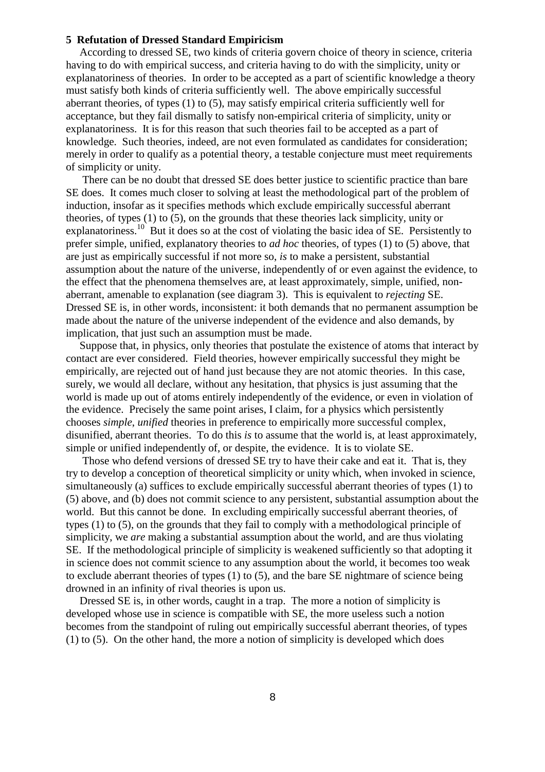### 5 Refutation of Dressed Standard Empiricism

According to dressed SE, two kinds of criteria govern choice of theory in science, criteria having to do with empirical success, and criteria having to do with the simplicity, unity or explanatoriness of theories. In order to be accepted as a part of scientific knowledge a theory must satisfy both kinds of criteria sufficiently well. The above empirically successful aberrant theories, of types (1) to (5), may satisfy empirical criteria sufficiently well for acceptance, but they fail dismally to satisfy non-empirical criteria of simplicity, unity or explanatoriness. It is for this reason that such theories fail to be accepted as a part of knowledge. Such theories, indeed, are not even formulated as candidates for consideration; merely in order to qualify as a potential theory, a testable conjecture must meet requirements of simplicity or unity.

There can be no doubt that dressed SE does better justice to scientific practice than bare SE does. It comes much closer to solving at least the methodological part of the problem of induction, insofar as it specifies methods which exclude empirically successful aberrant theories, of types (1) to (5), on the grounds that these theories lack simplicity, unity or explanatoriness.[10] But it does so at the cost of violating the basic idea of SE. Persistently to prefer simple, unified, explanatory theories to *ad hoc* theories, of types (1) to (5) above, that are just as empirically successful if not more so, *is* to make a persistent, substantial assumption about the nature of the universe, independently of or even against the evidence, to the effect that the phenomena themselves are, at least approximately, simple, unified, non-aberrant, amenable to explanation (see diagram 3). This is equivalent to *rejecting* SE. Dressed SE is, in other words, inconsistent: it both demands that no permanent assumption be made about the nature of the universe independent of the evidence and also demands, by implication, that just such an assumption must be made.

Suppose that, in physics, only theories that postulate the existence of atoms that interact by contact are ever considered. Field theories, however empirically successful they might be empirically, are rejected out of hand just because they are not atomic theories. In this case, surely, we would all declare, without any hesitation, that physics is just assuming that the world is made up out of atoms entirely independently of the evidence, or even in violation of the evidence. Precisely the same point arises, I claim, for a physics which persistently chooses *simple*, *unified* theories in preference to empirically more successful complex, disunified, aberrant theories. To do this *is* to assume that the world is, at least approximately, simple or unified independently of, or despite, the evidence. It is to violate SE.

Those who defend versions of dressed SE try to have their cake and eat it. That is, they try to develop a conception of theoretical simplicity or unity which, when invoked in science, simultaneously (a) suffices to exclude empirically successful aberrant theories of types (1) to (5) above, and (b) does not commit science to any persistent, substantial assumption about the world. But this cannot be done. In excluding empirically successful aberrant theories, of types (1) to (5), on the grounds that they fail to comply with a methodological principle of simplicity, we *are* making a substantial assumption about the world, and are thus violating SE. If the methodological principle of simplicity is weakened sufficiently so that adopting it in science does not commit science to any assumption about the world, it becomes too weak to exclude aberrant theories of types (1) to (5), and the bare SE nightmare of science being drowned in an infinity of rival theories is upon us.

Dressed SE is, in other words, caught in a trap. The more a notion of simplicity is developed whose use in science is compatible with SE, the more useless such a notion becomes from the standpoint of ruling out empirically successful aberrant theories, of types (1) to (5). On the other hand, the more a notion of simplicity is developed which does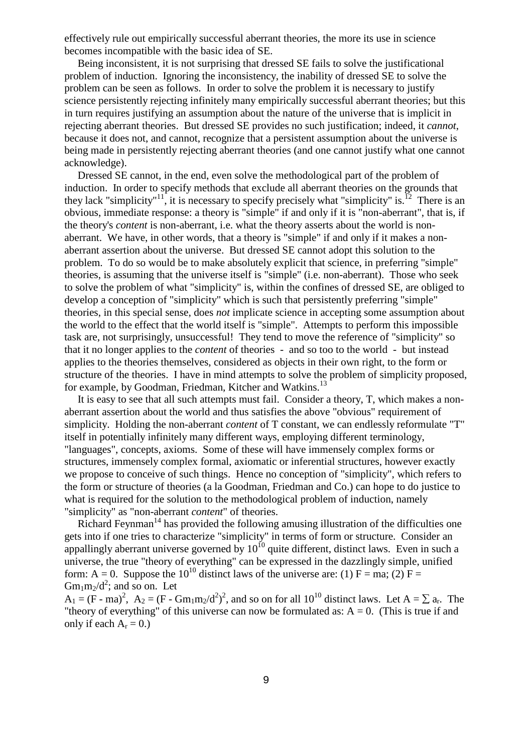effectively rule out empirically successful aberrant theories, the more its use in science becomes incompatible with the basic idea of SE.

Being inconsistent, it is not surprising that dressed SE fails to solve the justificational problem of induction. Ignoring the inconsistency, the inability of dressed SE to solve the problem can be seen as follows. In order to solve the problem it is necessary to justify science persistently rejecting infinitely many empirically successful aberrant theories; but this in turn requires justifying an assumption about the nature of the universe that is implicit in rejecting aberrant theories. But dressed SE provides no such justification; indeed, it *cannot*, because it does not, and cannot, recognize that a persistent assumption about the universe is being made in persistently rejecting aberrant theories (and one cannot justify what one cannot acknowledge).

Dressed SE cannot, in the end, even solve the methodological part of the problem of induction. In order to specify methods that exclude all aberrant theories on the grounds that they lack "simplicity"[11], it is necessary to specify precisely what "simplicity" is.[12] There is an obvious, immediate response: a theory is "simple" if and only if it is "non-aberrant", that is, if the theory's *content* is non-aberrant, i.e. what the theory asserts about the world is non-aberrant. We have, in other words, that a theory is "simple" if and only if it makes a non-aberrant assertion about the universe. But dressed SE cannot adopt this solution to the problem. To do so would be to make absolutely explicit that science, in preferring "simple" theories, is assuming that the universe itself is "simple" (i.e. non-aberrant). Those who seek to solve the problem of what "simplicity" is, within the confines of dressed SE, are obliged to develop a conception of "simplicity" which is such that persistently preferring "simple" theories, in this special sense, does *not* implicate science in accepting some assumption about the world to the effect that the world itself is "simple". Attempts to perform this impossible task are, not surprisingly, unsuccessful! They tend to move the reference of "simplicity" so that it no longer applies to the *content* of theories - and so too to the world - but instead applies to the theories themselves, considered as objects in their own right, to the form or structure of the theories. I have in mind attempts to solve the problem of simplicity proposed, for example, by Goodman, Friedman, Kitcher and Watkins.[13]

It is easy to see that all such attempts must fail. Consider a theory, T, which makes a non-aberrant assertion about the world and thus satisfies the above "obvious" requirement of simplicity. Holding the non-aberrant *content* of T constant, we can endlessly reformulate "T" itself in potentially infinitely many different ways, employing different terminology, "languages", concepts, axioms. Some of these will have immensely complex forms or structures, immensely complex formal, axiomatic or inferential structures, however exactly we propose to conceive of such things. Hence no conception of "simplicity", which refers to the form or structure of theories (a la Goodman, Friedman and Co.) can hope to do justice to what is required for the solution to the methodological problem of induction, namely "simplicity" as "non-aberrant *content*" of theories.

Richard Feynman[14] has provided the following amusing illustration of the difficulties one gets into if one tries to characterize "simplicity" in terms of form or structure. Consider an appallingly aberrant universe governed by $10^{10}$ quite different, distinct laws. Even in such a universe, the true "theory of everything" can be expressed in the dazzlingly simple, unified form: $A = 0$. Suppose the $10^{10}$ distinct laws of the universe are: (1) $F = ma$; (2) $F = Gm_1m_2/d^2$; and so on. Let
$A_1 = (F - ma)^2$, $A_2 = (F - Gm_1m_2/d^2)^2$, and so on for all $10^{10}$ distinct laws. Let $A = \sum a_r$. The "theory of everything" of this universe can now be formulated as: $A = 0$. (This is true if and only if each $A_r = 0$.)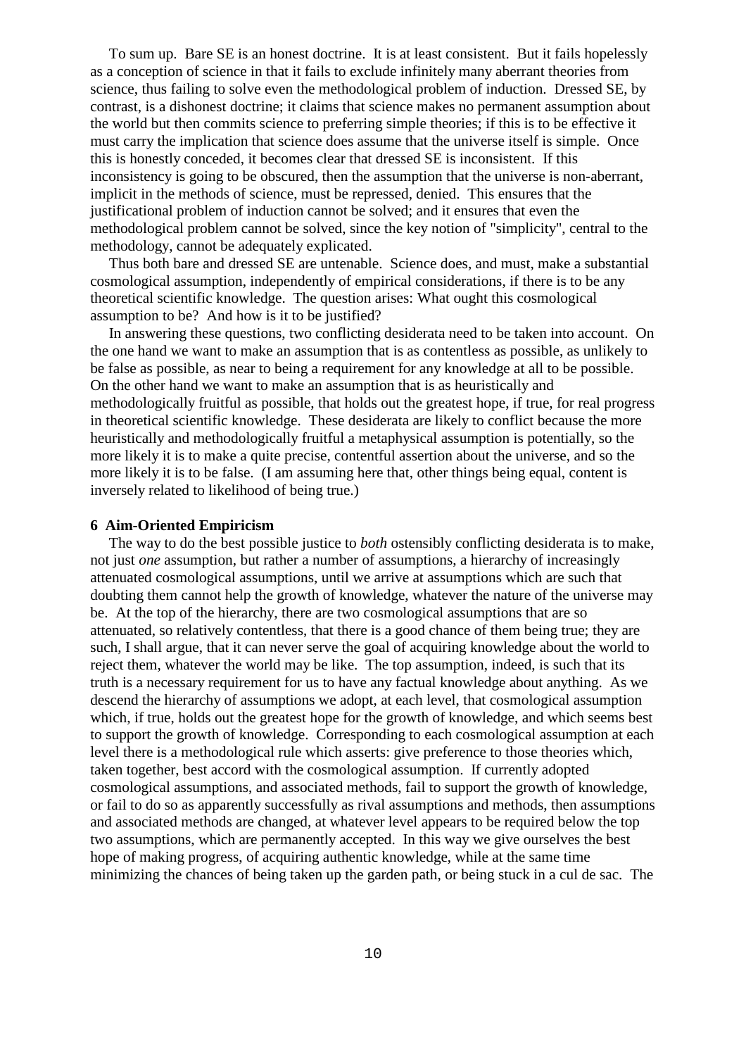To sum up. Bare SE is an honest doctrine. It is at least consistent. But it fails hopelessly as a conception of science in that it fails to exclude infinitely many aberrant theories from science, thus failing to solve even the methodological problem of induction. Dressed SE, by contrast, is a dishonest doctrine; it claims that science makes no permanent assumption about the world but then commits science to preferring simple theories; if this is to be effective it must carry the implication that science does assume that the universe itself is simple. Once this is honestly conceded, it becomes clear that dressed SE is inconsistent. If this inconsistency is going to be obscured, then the assumption that the universe is non-aberrant, implicit in the methods of science, must be repressed, denied. This ensures that the justificational problem of induction cannot be solved; and it ensures that even the methodological problem cannot be solved, since the key notion of "simplicity", central to the methodology, cannot be adequately explicated.

Thus both bare and dressed SE are untenable. Science does, and must, make a substantial cosmological assumption, independently of empirical considerations, if there is to be any theoretical scientific knowledge. The question arises: What ought this cosmological assumption to be? And how is it to be justified?

In answering these questions, two conflicting desiderata need to be taken into account. On the one hand we want to make an assumption that is as contentless as possible, as unlikely to be false as possible, as near to being a requirement for any knowledge at all to be possible. On the other hand we want to make an assumption that is as heuristically and methodologically fruitful as possible, that holds out the greatest hope, if true, for real progress in theoretical scientific knowledge. These desiderata are likely to conflict because the more heuristically and methodologically fruitful a metaphysical assumption is potentially, so the more likely it is to make a quite precise, contentful assertion about the universe, and so the more likely it is to be false. (I am assuming here that, other things being equal, content is inversely related to likelihood of being true.)

## 6 Aim-Oriented Empiricism

The way to do the best possible justice to *both* ostensibly conflicting desiderata is to make, not just *one* assumption, but rather a number of assumptions, a hierarchy of increasingly attenuated cosmological assumptions, until we arrive at assumptions which are such that doubting them cannot help the growth of knowledge, whatever the nature of the universe may be. At the top of the hierarchy, there are two cosmological assumptions that are so attenuated, so relatively contentless, that there is a good chance of them being true; they are such, I shall argue, that it can never serve the goal of acquiring knowledge about the world to reject them, whatever the world may be like. The top assumption, indeed, is such that its truth is a necessary requirement for us to have any factual knowledge about anything. As we descend the hierarchy of assumptions we adopt, at each level, that cosmological assumption which, if true, holds out the greatest hope for the growth of knowledge, and which seems best to support the growth of knowledge. Corresponding to each cosmological assumption at each level there is a methodological rule which asserts: give preference to those theories which, taken together, best accord with the cosmological assumption. If currently adopted cosmological assumptions, and associated methods, fail to support the growth of knowledge, or fail to do so as apparently successfully as rival assumptions and methods, then assumptions and associated methods are changed, at whatever level appears to be required below the top two assumptions, which are permanently accepted. In this way we give ourselves the best hope of making progress, of acquiring authentic knowledge, while at the same time minimizing the chances of being taken up the garden path, or being stuck in a cul de sac. The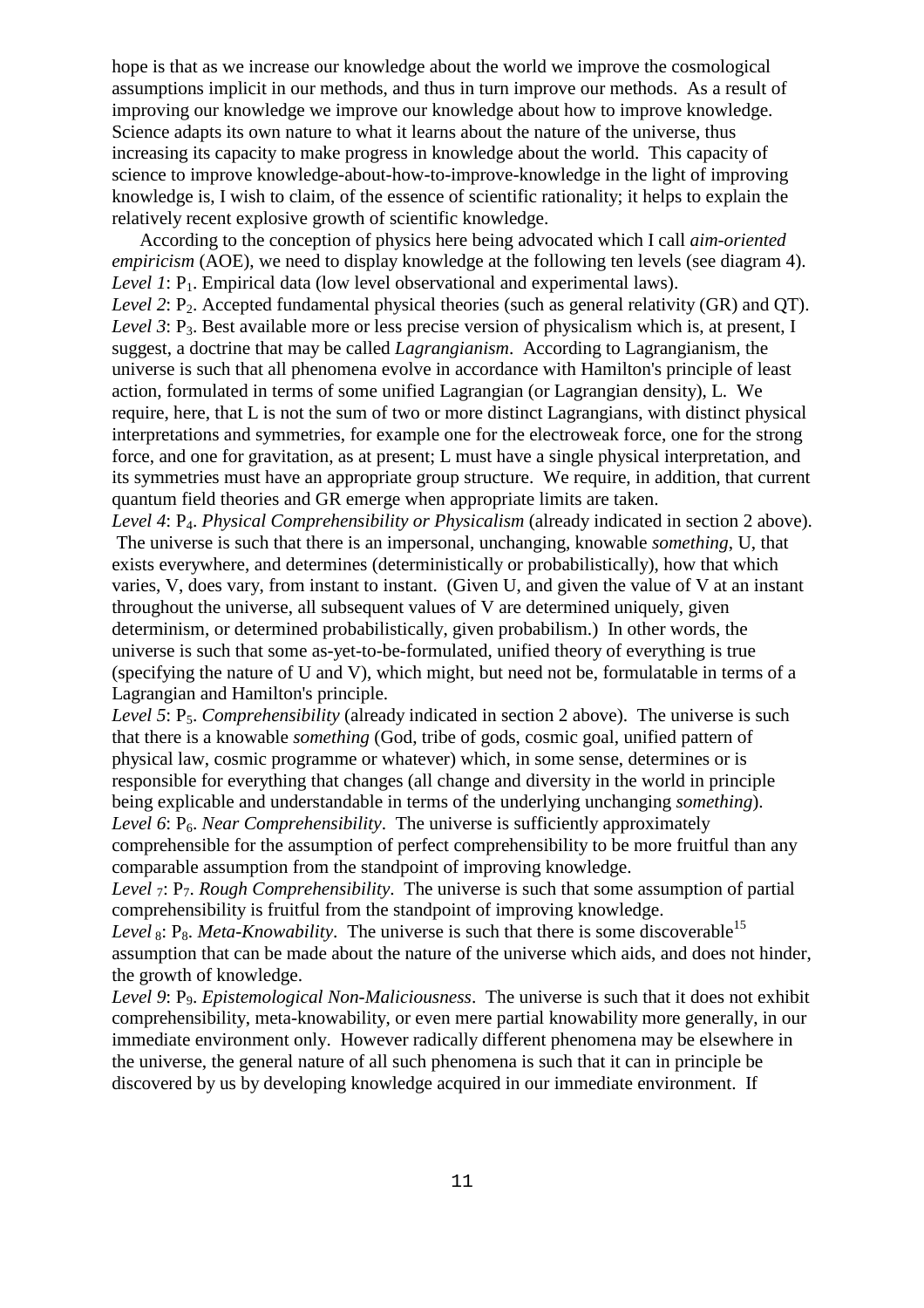hope is that as we increase our knowledge about the world we improve the cosmological assumptions implicit in our methods, and thus in turn improve our methods. As a result of improving our knowledge we improve our knowledge about how to improve knowledge. Science adapts its own nature to what it learns about the nature of the universe, thus increasing its capacity to make progress in knowledge about the world. This capacity of science to improve knowledge-about-how-to-improve-knowledge in the light of improving knowledge is, I wish to claim, of the essence of scientific rationality; it helps to explain the relatively recent explosive growth of scientific knowledge.

According to the conception of physics here being advocated which I call *aim-oriented empiricism* (AOE), we need to display knowledge at the following ten levels (see diagram 4).

*Level 1*: $P_1$. Empirical data (low level observational and experimental laws).

*Level 2*: $P_2$. Accepted fundamental physical theories (such as general relativity (GR) and QT).

*Level 3*: $P_3$. Best available more or less precise version of physicalism which is, at present, I suggest, a doctrine that may be called *Lagrangianism*. According to Lagrangianism, the universe is such that all phenomena evolve in accordance with Hamilton's principle of least action, formulated in terms of some unified Lagrangian (or Lagrangian density), L. We require, here, that L is not the sum of two or more distinct Lagrangians, with distinct physical interpretations and symmetries, for example one for the electroweak force, one for the strong force, and one for gravitation, as at present; L must have a single physical interpretation, and its symmetries must have an appropriate group structure. We require, in addition, that current quantum field theories and GR emerge when appropriate limits are taken.

*Level 4*: $P_4$. *Physical Comprehensibility or Physicalism* (already indicated in section 2 above). The universe is such that there is an impersonal, unchanging, knowable *something*, U, that exists everywhere, and determines (deterministically or probabilistically), how that which varies, V, does vary, from instant to instant. (Given U, and given the value of V at an instant throughout the universe, all subsequent values of V are determined uniquely, given determinism, or determined probabilistically, given probabilism.) In other words, the universe is such that some as-yet-to-be-formulated, unified theory of everything is true (specifying the nature of U and V), which might, but need not be, formulatable in terms of a Lagrangian and Hamilton's principle.

*Level 5*: $P_5$. *Comprehensibility* (already indicated in section 2 above). The universe is such that there is a knowable *something* (God, tribe of gods, cosmic goal, unified pattern of physical law, cosmic programme or whatever) which, in some sense, determines or is responsible for everything that changes (all change and diversity in the world in principle being explicable and understandable in terms of the underlying unchanging *something*).

*Level 6*: $P_6$. *Near Comprehensibility*. The universe is sufficiently approximately comprehensible for the assumption of perfect comprehensibility to be more fruitful than any comparable assumption from the standpoint of improving knowledge.

*Level 7*: $P_7$. *Rough Comprehensibility*. The universe is such that some assumption of partial comprehensibility is fruitful from the standpoint of improving knowledge.

*Level 8*: $P_8$. *Meta-Knowability*. The universe is such that there is some discoverable[15] assumption that can be made about the nature of the universe which aids, and does not hinder, the growth of knowledge.

*Level 9*: $P_9$. *Epistemological Non-Maliciousness*. The universe is such that it does not exhibit comprehensibility, meta-knowability, or even mere partial knowability more generally, in our immediate environment only. However radically different phenomena may be elsewhere in the universe, the general nature of all such phenomena is such that it can in principle be discovered by us by developing knowledge acquired in our immediate environment. If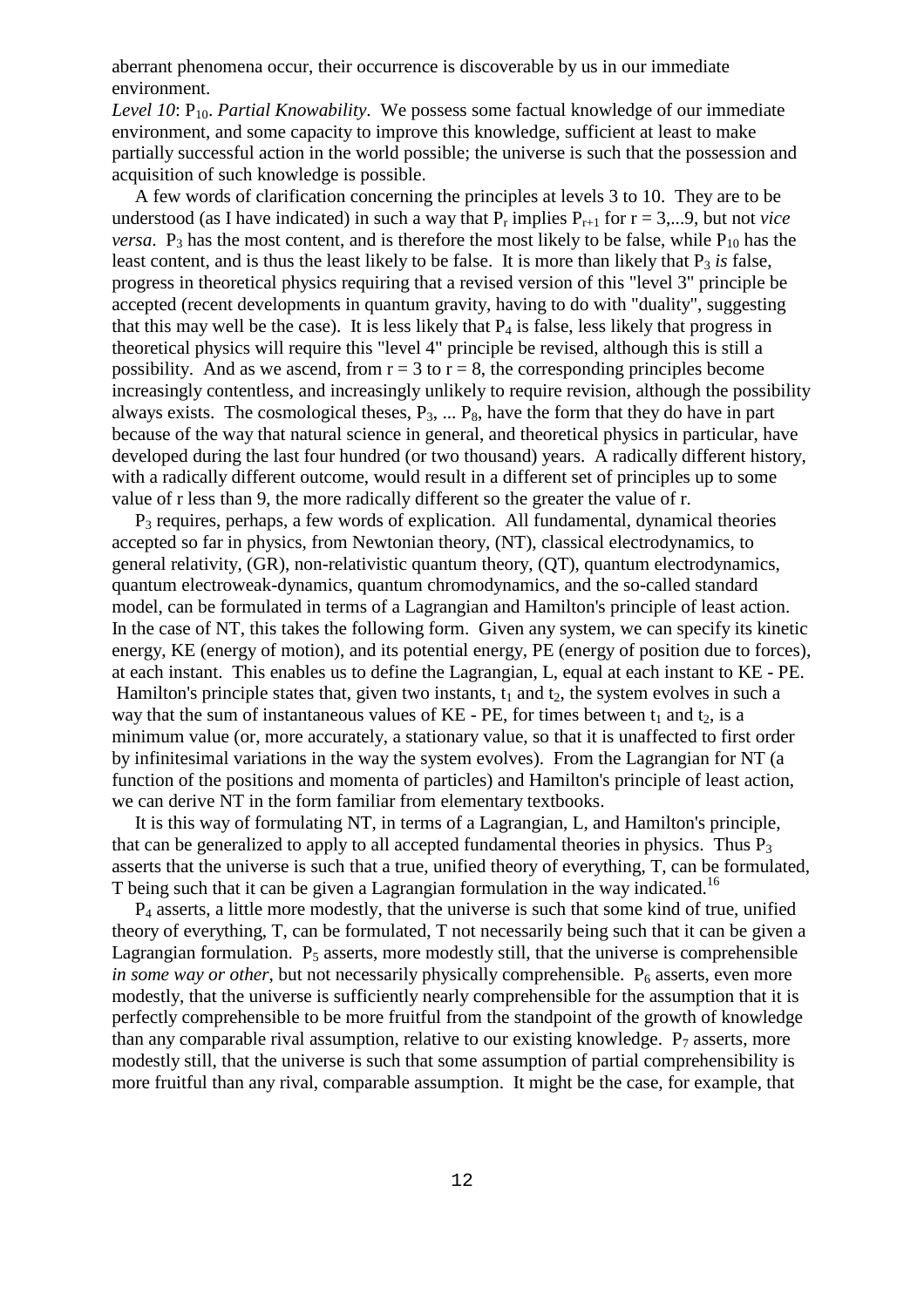aberrant phenomena occur, their occurrence is discoverable by us in our immediate environment.

*Level 10*: $P_{10}$. *Partial Knowability*. We possess some factual knowledge of our immediate environment, and some capacity to improve this knowledge, sufficient at least to make partially successful action in the world possible; the universe is such that the possession and acquisition of such knowledge is possible.

A few words of clarification concerning the principles at levels 3 to 10. They are to be understood (as I have indicated) in such a way that $P_r$ implies $P_{r+1}$ for $r = 3,...9$, but not *vice versa*. $P_3$ has the most content, and is therefore the most likely to be false, while $P_{10}$ has the least content, and is thus the least likely to be false. It is more than likely that $P_3$ *is* false, progress in theoretical physics requiring that a revised version of this "level 3" principle be accepted (recent developments in quantum gravity, having to do with "duality", suggesting that this may well be the case). It is less likely that $P_4$ is false, less likely that progress in theoretical physics will require this "level 4" principle be revised, although this is still a possibility. And as we ascend, from $r = 3$ to $r = 8$, the corresponding principles become increasingly contentless, and increasingly unlikely to require revision, although the possibility always exists. The cosmological theses, $P_3$, ... $P_8$, have the form that they do have in part because of the way that natural science in general, and theoretical physics in particular, have developed during the last four hundred (or two thousand) years. A radically different history, with a radically different outcome, would result in a different set of principles up to some value of r less than 9, the more radically different so the greater the value of r.

$P_3$ requires, perhaps, a few words of explication. All fundamental, dynamical theories accepted so far in physics, from Newtonian theory, (NT), classical electrodynamics, to general relativity, (GR), non-relativistic quantum theory, (QT), quantum electrodynamics, quantum electroweak-dynamics, quantum chromodynamics, and the so-called standard model, can be formulated in terms of a Lagrangian and Hamilton's principle of least action. In the case of NT, this takes the following form. Given any system, we can specify its kinetic energy, KE (energy of motion), and its potential energy, PE (energy of position due to forces), at each instant. This enables us to define the Lagrangian, L, equal at each instant to KE - PE. Hamilton's principle states that, given two instants, $t_1$ and $t_2$, the system evolves in such a way that the sum of instantaneous values of KE - PE, for times between $t_1$ and $t_2$, is a minimum value (or, more accurately, a stationary value, so that it is unaffected to first order by infinitesimal variations in the way the system evolves). From the Lagrangian for NT (a function of the positions and momenta of particles) and Hamilton's principle of least action, we can derive NT in the form familiar from elementary textbooks.

It is this way of formulating NT, in terms of a Lagrangian, L, and Hamilton's principle, that can be generalized to apply to all accepted fundamental theories in physics. Thus $P_3$ asserts that the universe is such that a true, unified theory of everything, T, can be formulated, T being such that it can be given a Lagrangian formulation in the way indicated.[16]

$P_4$ asserts, a little more modestly, that the universe is such that some kind of true, unified theory of everything, T, can be formulated, T not necessarily being such that it can be given a Lagrangian formulation. $P_5$ asserts, more modestly still, that the universe is comprehensible *in some way or other*, but not necessarily physically comprehensible. $P_6$ asserts, even more modestly, that the universe is sufficiently nearly comprehensible for the assumption that it is perfectly comprehensible to be more fruitful from the standpoint of the growth of knowledge than any comparable rival assumption, relative to our existing knowledge. $P_7$ asserts, more modestly still, that the universe is such that some assumption of partial comprehensibility is more fruitful than any rival, comparable assumption. It might be the case, for example, that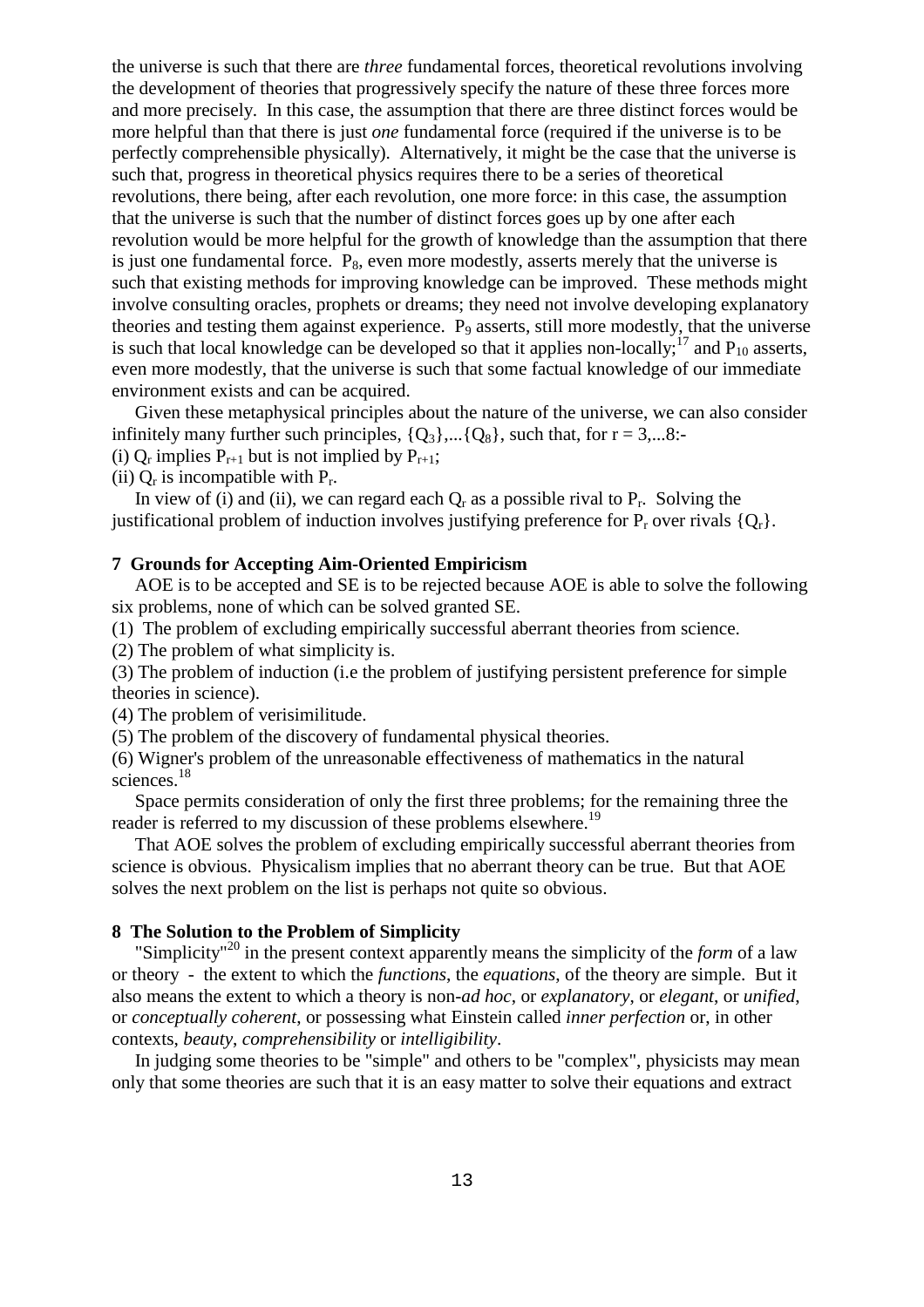the universe is such that there are *three* fundamental forces, theoretical revolutions involving the development of theories that progressively specify the nature of these three forces more and more precisely. In this case, the assumption that there are three distinct forces would be more helpful than that there is just *one* fundamental force (required if the universe is to be perfectly comprehensible physically). Alternatively, it might be the case that the universe is such that, progress in theoretical physics requires there to be a series of theoretical revolutions, there being, after each revolution, one more force: in this case, the assumption that the universe is such that the number of distinct forces goes up by one after each revolution would be more helpful for the growth of knowledge than the assumption that there is just one fundamental force. $P_8$, even more modestly, asserts merely that the universe is such that existing methods for improving knowledge can be improved. These methods might involve consulting oracles, prophets or dreams; they need not involve developing explanatory theories and testing them against experience. $P_9$ asserts, still more modestly, that the universe is such that local knowledge can be developed so that it applies non-locally;[17] and $P_{10}$ asserts, even more modestly, that the universe is such that some factual knowledge of our immediate environment exists and can be acquired.

Given these metaphysical principles about the nature of the universe, we can also consider infinitely many further such principles, $\{Q_3\},...\{Q_8\}$, such that, for $r = 3,...8$:-

(i) $Q_r$ implies $P_{r+1}$ but is not implied by $P_{r+1}$;

(ii) $Q_r$ is incompatible with $P_r$.

In view of (i) and (ii), we can regard each $Q_r$ as a possible rival to $P_r$. Solving the justificational problem of induction involves justifying preference for $P_r$ over rivals $\{Q_r\}$.

**7 Grounds for Accepting Aim-Oriented Empiricism**

AOE is to be accepted and SE is to be rejected because AOE is able to solve the following six problems, none of which can be solved granted SE.

(1) The problem of excluding empirically successful aberrant theories from science.

(2) The problem of what simplicity is.

(3) The problem of induction (i.e the problem of justifying persistent preference for simple theories in science).

(4) The problem of verisimilitude.

(5) The problem of the discovery of fundamental physical theories.

(6) Wigner's problem of the unreasonable effectiveness of mathematics in the natural sciences.[18]

Space permits consideration of only the first three problems; for the remaining three the reader is referred to my discussion of these problems elsewhere.[19]

That AOE solves the problem of excluding empirically successful aberrant theories from science is obvious. Physicalism implies that no aberrant theory can be true. But that AOE solves the next problem on the list is perhaps not quite so obvious.

**8 The Solution to the Problem of Simplicity**

"Simplicity"[20] in the present context apparently means the simplicity of the *form* of a law or theory - the extent to which the *functions*, the *equations*, of the theory are simple. But it also means the extent to which a theory is non-*ad hoc*, or *explanatory*, or *elegant*, or *unified*, or *conceptually coherent*, or possessing what Einstein called *inner perfection* or, in other contexts, *beauty*, *comprehensibility* or *intelligibility*.

In judging some theories to be "simple" and others to be "complex", physicists may mean only that some theories are such that it is an easy matter to solve their equations and extract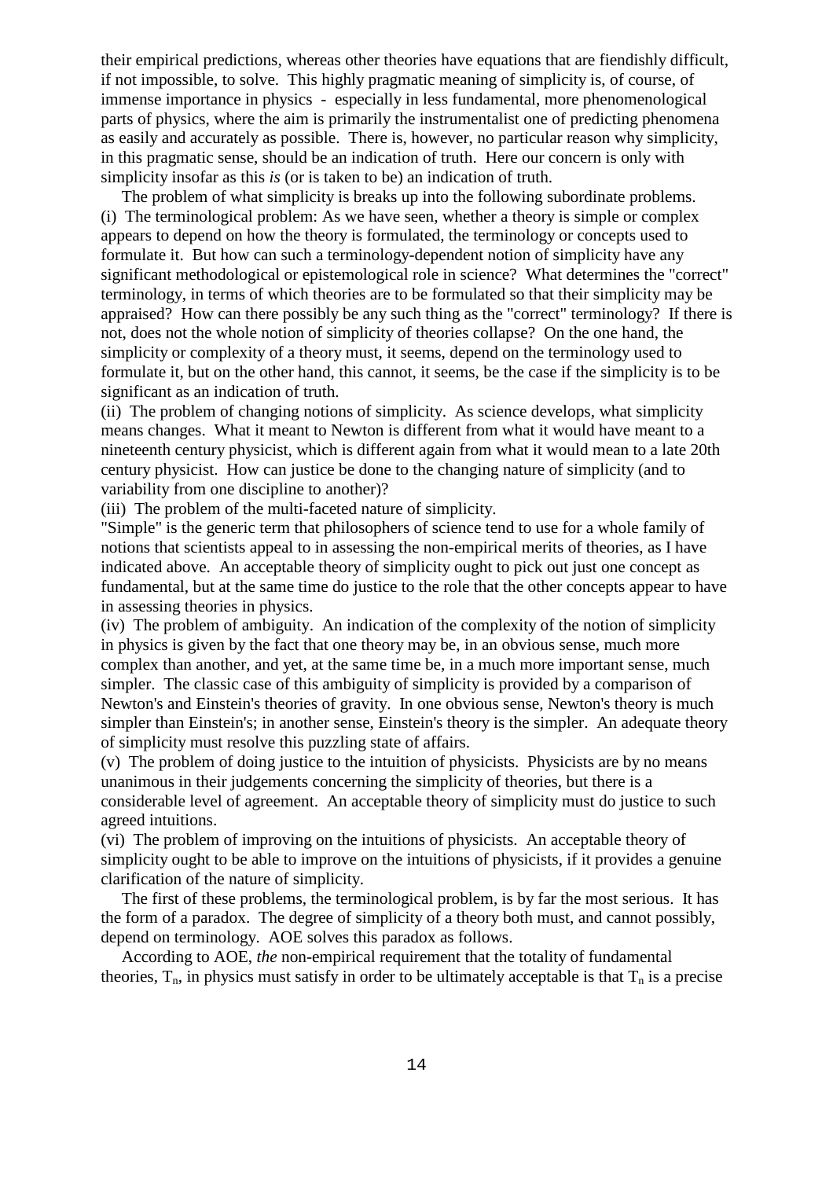their empirical predictions, whereas other theories have equations that are fiendishly difficult, if not impossible, to solve. This highly pragmatic meaning of simplicity is, of course, of immense importance in physics - especially in less fundamental, more phenomenological parts of physics, where the aim is primarily the instrumentalist one of predicting phenomena as easily and accurately as possible. There is, however, no particular reason why simplicity, in this pragmatic sense, should be an indication of truth. Here our concern is only with simplicity insofar as this *is* (or is taken to be) an indication of truth.

The problem of what simplicity is breaks up into the following subordinate problems.

(i) The terminological problem: As we have seen, whether a theory is simple or complex appears to depend on how the theory is formulated, the terminology or concepts used to formulate it. But how can such a terminology-dependent notion of simplicity have any significant methodological or epistemological role in science? What determines the "correct" terminology, in terms of which theories are to be formulated so that their simplicity may be appraised? How can there possibly be any such thing as the "correct" terminology? If there is not, does not the whole notion of simplicity of theories collapse? On the one hand, the simplicity or complexity of a theory must, it seems, depend on the terminology used to formulate it, but on the other hand, this cannot, it seems, be the case if the simplicity is to be significant as an indication of truth.

(ii) The problem of changing notions of simplicity. As science develops, what simplicity means changes. What it meant to Newton is different from what it would have meant to a nineteenth century physicist, which is different again from what it would mean to a late 20th century physicist. How can justice be done to the changing nature of simplicity (and to variability from one discipline to another)?

(iii) The problem of the multi-faceted nature of simplicity.
"Simple" is the generic term that philosophers of science tend to use for a whole family of notions that scientists appeal to in assessing the non-empirical merits of theories, as I have indicated above. An acceptable theory of simplicity ought to pick out just one concept as fundamental, but at the same time do justice to the role that the other concepts appear to have in assessing theories in physics.

(iv) The problem of ambiguity. An indication of the complexity of the notion of simplicity in physics is given by the fact that one theory may be, in an obvious sense, much more complex than another, and yet, at the same time be, in a much more important sense, much simpler. The classic case of this ambiguity of simplicity is provided by a comparison of Newton's and Einstein's theories of gravity. In one obvious sense, Newton's theory is much simpler than Einstein's; in another sense, Einstein's theory is the simpler. An adequate theory of simplicity must resolve this puzzling state of affairs.

(v) The problem of doing justice to the intuition of physicists. Physicists are by no means unanimous in their judgements concerning the simplicity of theories, but there is a considerable level of agreement. An acceptable theory of simplicity must do justice to such agreed intuitions.

(vi) The problem of improving on the intuitions of physicists. An acceptable theory of simplicity ought to be able to improve on the intuitions of physicists, if it provides a genuine clarification of the nature of simplicity.

The first of these problems, the terminological problem, is by far the most serious. It has the form of a paradox. The degree of simplicity of a theory both must, and cannot possibly, depend on terminology. AOE solves this paradox as follows.

According to AOE, *the* non-empirical requirement that the totality of fundamental theories, $T_n$, in physics must satisfy in order to be ultimately acceptable is that $T_n$ is a precise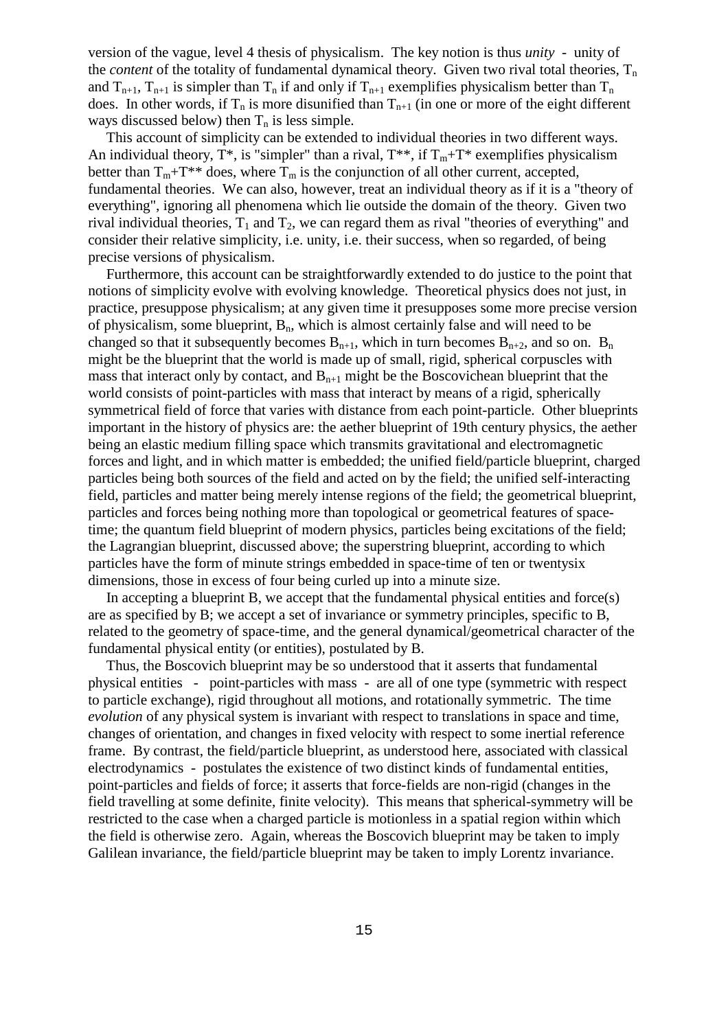version of the vague, level 4 thesis of physicalism. The key notion is thus *unity* - unity of the *content* of the totality of fundamental dynamical theory. Given two rival total theories, $T_n$ and $T_{n+1}$, $T_{n+1}$ is simpler than $T_n$ if and only if $T_{n+1}$ exemplifies physicalism better than $T_n$ does. In other words, if $T_n$ is more disunified than $T_{n+1}$ (in one or more of the eight different ways discussed below) then $T_n$ is less simple.

This account of simplicity can be extended to individual theories in two different ways. An individual theory, T*, is "simpler" than a rival, T**, if $T_m$+T* exemplifies physicalism better than $T_m$+T** does, where $T_m$ is the conjunction of all other current, accepted, fundamental theories. We can also, however, treat an individual theory as if it is a "theory of everything", ignoring all phenomena which lie outside the domain of the theory. Given two rival individual theories, $T_1$ and $T_2$, we can regard them as rival "theories of everything" and consider their relative simplicity, i.e. unity, i.e. their success, when so regarded, of being precise versions of physicalism.

Furthermore, this account can be straightforwardly extended to do justice to the point that notions of simplicity evolve with evolving knowledge. Theoretical physics does not just, in practice, presuppose physicalism; at any given time it presupposes some more precise version of physicalism, some blueprint, $B_n$, which is almost certainly false and will need to be changed so that it subsequently becomes $B_{n+1}$, which in turn becomes $B_{n+2}$, and so on. $B_n$ might be the blueprint that the world is made up of small, rigid, spherical corpuscles with mass that interact only by contact, and $B_{n+1}$ might be the Boscovichean blueprint that the world consists of point-particles with mass that interact by means of a rigid, spherically symmetrical field of force that varies with distance from each point-particle. Other blueprints important in the history of physics are: the aether blueprint of 19th century physics, the aether being an elastic medium filling space which transmits gravitational and electromagnetic forces and light, and in which matter is embedded; the unified field/particle blueprint, charged particles being both sources of the field and acted on by the field; the unified self-interacting field, particles and matter being merely intense regions of the field; the geometrical blueprint, particles and forces being nothing more than topological or geometrical features of space-time; the quantum field blueprint of modern physics, particles being excitations of the field; the Lagrangian blueprint, discussed above; the superstring blueprint, according to which particles have the form of minute strings embedded in space-time of ten or twentysix dimensions, those in excess of four being curled up into a minute size.

In accepting a blueprint B, we accept that the fundamental physical entities and force(s) are as specified by B; we accept a set of invariance or symmetry principles, specific to B, related to the geometry of space-time, and the general dynamical/geometrical character of the fundamental physical entity (or entities), postulated by B.

Thus, the Boscovich blueprint may be so understood that it asserts that fundamental physical entities - point-particles with mass - are all of one type (symmetric with respect to particle exchange), rigid throughout all motions, and rotationally symmetric. The time *evolution* of any physical system is invariant with respect to translations in space and time, changes of orientation, and changes in fixed velocity with respect to some inertial reference frame. By contrast, the field/particle blueprint, as understood here, associated with classical electrodynamics - postulates the existence of two distinct kinds of fundamental entities, point-particles and fields of force; it asserts that force-fields are non-rigid (changes in the field travelling at some definite, finite velocity). This means that spherical-symmetry will be restricted to the case when a charged particle is motionless in a spatial region within which the field is otherwise zero. Again, whereas the Boscovich blueprint may be taken to imply Galilean invariance, the field/particle blueprint may be taken to imply Lorentz invariance.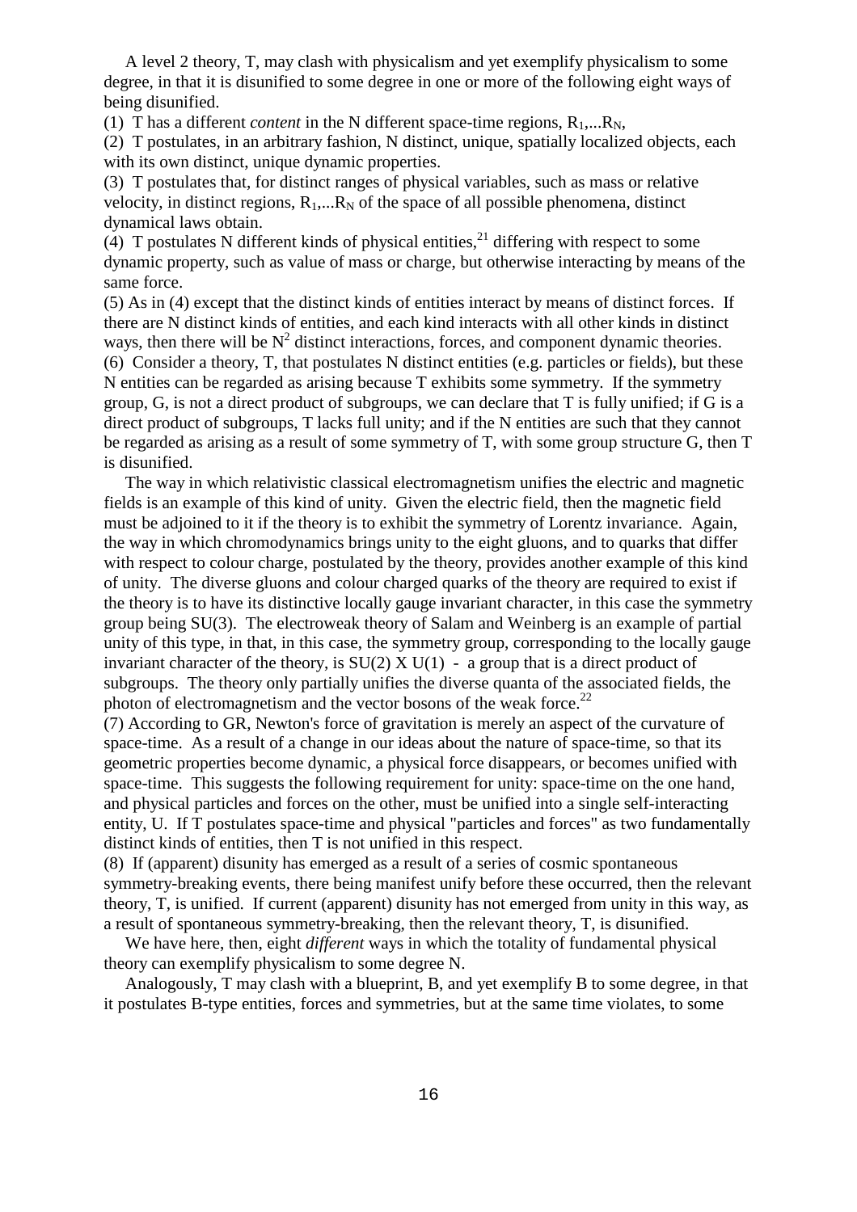A level 2 theory, T, may clash with physicalism and yet exemplify physicalism to some degree, in that it is disunified to some degree in one or more of the following eight ways of being disunified.

(1) T has a different *content* in the N different space-time regions, $R_1,...R_N$,

(2) T postulates, in an arbitrary fashion, N distinct, unique, spatially localized objects, each with its own distinct, unique dynamic properties.

(3) T postulates that, for distinct ranges of physical variables, such as mass or relative velocity, in distinct regions, $R_1,...R_N$ of the space of all possible phenomena, distinct dynamical laws obtain.

(4) T postulates N different kinds of physical entities,[21] differing with respect to some dynamic property, such as value of mass or charge, but otherwise interacting by means of the same force.

(5) As in (4) except that the distinct kinds of entities interact by means of distinct forces. If there are N distinct kinds of entities, and each kind interacts with all other kinds in distinct ways, then there will be $N^2$ distinct interactions, forces, and component dynamic theories.

(6) Consider a theory, T, that postulates N distinct entities (e.g. particles or fields), but these N entities can be regarded as arising because T exhibits some symmetry. If the symmetry group, G, is not a direct product of subgroups, we can declare that T is fully unified; if G is a direct product of subgroups, T lacks full unity; and if the N entities are such that they cannot be regarded as arising as a result of some symmetry of T, with some group structure G, then T is disunified.

The way in which relativistic classical electromagnetism unifies the electric and magnetic fields is an example of this kind of unity. Given the electric field, then the magnetic field must be adjoined to it if the theory is to exhibit the symmetry of Lorentz invariance. Again, the way in which chromodynamics brings unity to the eight gluons, and to quarks that differ with respect to colour charge, postulated by the theory, provides another example of this kind of unity. The diverse gluons and colour charged quarks of the theory are required to exist if the theory is to have its distinctive locally gauge invariant character, in this case the symmetry group being SU(3). The electroweak theory of Salam and Weinberg is an example of partial unity of this type, in that, in this case, the symmetry group, corresponding to the locally gauge invariant character of the theory, is SU(2) X U(1) - a group that is a direct product of subgroups. The theory only partially unifies the diverse quanta of the associated fields, the photon of electromagnetism and the vector bosons of the weak force.[22]

(7) According to GR, Newton's force of gravitation is merely an aspect of the curvature of space-time. As a result of a change in our ideas about the nature of space-time, so that its geometric properties become dynamic, a physical force disappears, or becomes unified with space-time. This suggests the following requirement for unity: space-time on the one hand, and physical particles and forces on the other, must be unified into a single self-interacting entity, U. If T postulates space-time and physical "particles and forces" as two fundamentally distinct kinds of entities, then T is not unified in this respect.

(8) If (apparent) disunity has emerged as a result of a series of cosmic spontaneous symmetry-breaking events, there being manifest unify before these occurred, then the relevant theory, T, is unified. If current (apparent) disunity has not emerged from unity in this way, as a result of spontaneous symmetry-breaking, then the relevant theory, T, is disunified.

We have here, then, eight *different* ways in which the totality of fundamental physical theory can exemplify physicalism to some degree N.

Analogously, T may clash with a blueprint, B, and yet exemplify B to some degree, in that it postulates B-type entities, forces and symmetries, but at the same time violates, to some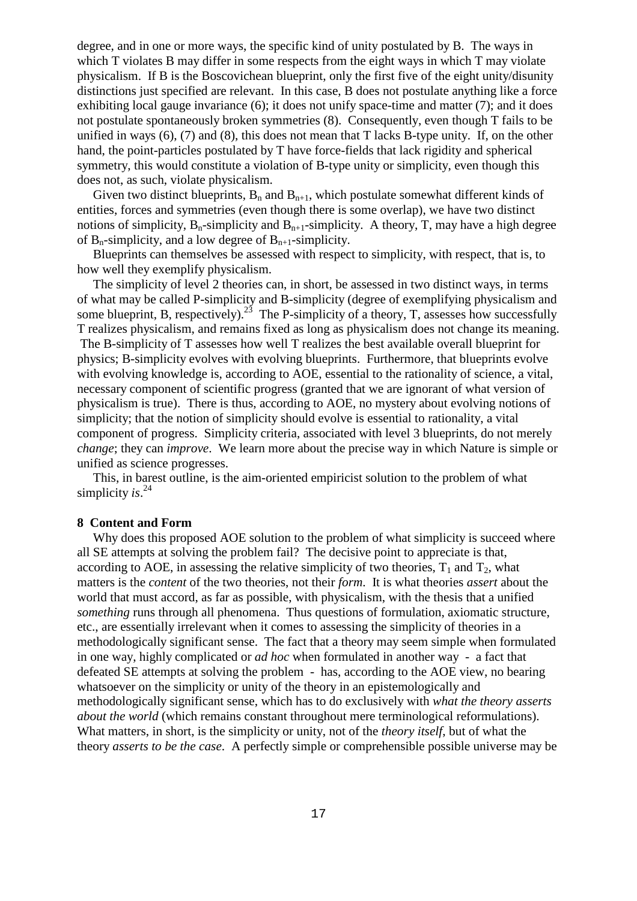degree, and in one or more ways, the specific kind of unity postulated by B. The ways in which T violates B may differ in some respects from the eight ways in which T may violate physicalism. If B is the Boscovichean blueprint, only the first five of the eight unity/disunity distinctions just specified are relevant. In this case, B does not postulate anything like a force exhibiting local gauge invariance (6); it does not unify space-time and matter (7); and it does not postulate spontaneously broken symmetries (8). Consequently, even though T fails to be unified in ways (6), (7) and (8), this does not mean that T lacks B-type unity. If, on the other hand, the point-particles postulated by T have force-fields that lack rigidity and spherical symmetry, this would constitute a violation of B-type unity or simplicity, even though this does not, as such, violate physicalism.

Given two distinct blueprints, $B_n$ and $B_{n+1}$, which postulate somewhat different kinds of entities, forces and symmetries (even though there is some overlap), we have two distinct notions of simplicity, $B_n$-simplicity and $B_{n+1}$-simplicity. A theory, T, may have a high degree of $B_n$-simplicity, and a low degree of $B_{n+1}$-simplicity.

Blueprints can themselves be assessed with respect to simplicity, with respect, that is, to how well they exemplify physicalism.

The simplicity of level 2 theories can, in short, be assessed in two distinct ways, in terms of what may be called P-simplicity and B-simplicity (degree of exemplifying physicalism and some blueprint, B, respectively).[23] The P-simplicity of a theory, T, assesses how successfully T realizes physicalism, and remains fixed as long as physicalism does not change its meaning. The B-simplicity of T assesses how well T realizes the best available overall blueprint for physics; B-simplicity evolves with evolving blueprints. Furthermore, that blueprints evolve with evolving knowledge is, according to AOE, essential to the rationality of science, a vital, necessary component of scientific progress (granted that we are ignorant of what version of physicalism is true). There is thus, according to AOE, no mystery about evolving notions of simplicity; that the notion of simplicity should evolve is essential to rationality, a vital component of progress. Simplicity criteria, associated with level 3 blueprints, do not merely *change*; they can *improve*. We learn more about the precise way in which Nature is simple or unified as science progresses.

This, in barest outline, is the aim-oriented empiricist solution to the problem of what simplicity *is*.[24]

## 8 Content and Form

Why does this proposed AOE solution to the problem of what simplicity is succeed where all SE attempts at solving the problem fail? The decisive point to appreciate is that, according to AOE, in assessing the relative simplicity of two theories, $T_1$ and $T_2$, what matters is the *content* of the two theories, not their *form*. It is what theories *assert* about the world that must accord, as far as possible, with physicalism, with the thesis that a unified *something* runs through all phenomena. Thus questions of formulation, axiomatic structure, etc., are essentially irrelevant when it comes to assessing the simplicity of theories in a methodologically significant sense. The fact that a theory may seem simple when formulated in one way, highly complicated or *ad hoc* when formulated in another way - a fact that defeated SE attempts at solving the problem - has, according to the AOE view, no bearing whatsoever on the simplicity or unity of the theory in an epistemologically and methodologically significant sense, which has to do exclusively with *what the theory asserts about the world* (which remains constant throughout mere terminological reformulations). What matters, in short, is the simplicity or unity, not of the *theory itself*, but of what the theory *asserts to be the case*. A perfectly simple or comprehensible possible universe may be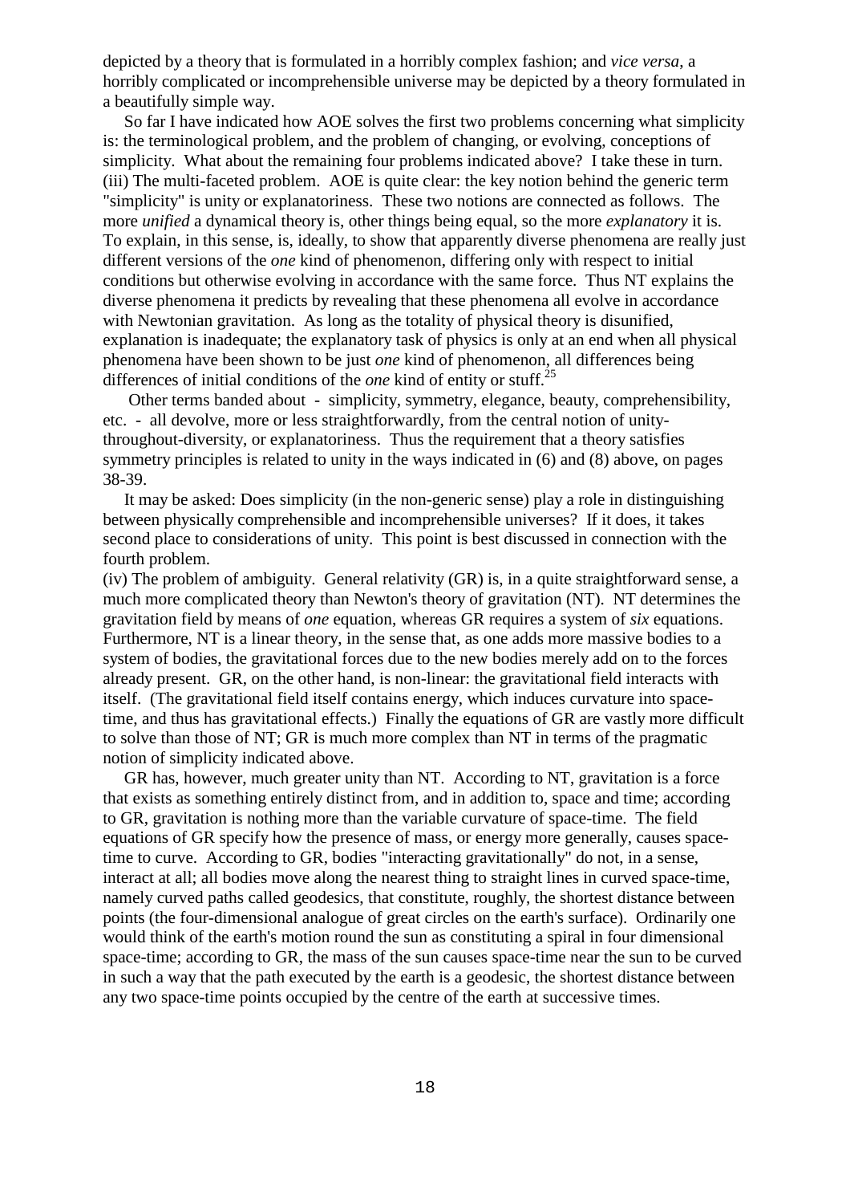depicted by a theory that is formulated in a horribly complex fashion; and *vice versa*, a horribly complicated or incomprehensible universe may be depicted by a theory formulated in a beautifully simple way.

So far I have indicated how AOE solves the first two problems concerning what simplicity is: the terminological problem, and the problem of changing, or evolving, conceptions of simplicity. What about the remaining four problems indicated above? I take these in turn.

(iii) The multi-faceted problem. AOE is quite clear: the key notion behind the generic term "simplicity" is unity or explanatoriness. These two notions are connected as follows. The more *unified* a dynamical theory is, other things being equal, so the more *explanatory* it is. To explain, in this sense, is, ideally, to show that apparently diverse phenomena are really just different versions of the *one* kind of phenomenon, differing only with respect to initial conditions but otherwise evolving in accordance with the same force. Thus NT explains the diverse phenomena it predicts by revealing that these phenomena all evolve in accordance with Newtonian gravitation. As long as the totality of physical theory is disunified, explanation is inadequate; the explanatory task of physics is only at an end when all physical phenomena have been shown to be just *one* kind of phenomenon, all differences being differences of initial conditions of the *one* kind of entity or stuff.[25]

Other terms banded about - simplicity, symmetry, elegance, beauty, comprehensibility, etc. - all devolve, more or less straightforwardly, from the central notion of unity-throughout-diversity, or explanatoriness. Thus the requirement that a theory satisfies symmetry principles is related to unity in the ways indicated in (6) and (8) above, on pages 38-39.

It may be asked: Does simplicity (in the non-generic sense) play a role in distinguishing between physically comprehensible and incomprehensible universes? If it does, it takes second place to considerations of unity. This point is best discussed in connection with the fourth problem.

(iv) The problem of ambiguity. General relativity (GR) is, in a quite straightforward sense, a much more complicated theory than Newton's theory of gravitation (NT). NT determines the gravitation field by means of *one* equation, whereas GR requires a system of *six* equations. Furthermore, NT is a linear theory, in the sense that, as one adds more massive bodies to a system of bodies, the gravitational forces due to the new bodies merely add on to the forces already present. GR, on the other hand, is non-linear: the gravitational field interacts with itself. (The gravitational field itself contains energy, which induces curvature into space-time, and thus has gravitational effects.) Finally the equations of GR are vastly more difficult to solve than those of NT; GR is much more complex than NT in terms of the pragmatic notion of simplicity indicated above.

GR has, however, much greater unity than NT. According to NT, gravitation is a force that exists as something entirely distinct from, and in addition to, space and time; according to GR, gravitation is nothing more than the variable curvature of space-time. The field equations of GR specify how the presence of mass, or energy more generally, causes space-time to curve. According to GR, bodies "interacting gravitationally" do not, in a sense, interact at all; all bodies move along the nearest thing to straight lines in curved space-time, namely curved paths called geodesics, that constitute, roughly, the shortest distance between points (the four-dimensional analogue of great circles on the earth's surface). Ordinarily one would think of the earth's motion round the sun as constituting a spiral in four dimensional space-time; according to GR, the mass of the sun causes space-time near the sun to be curved in such a way that the path executed by the earth is a geodesic, the shortest distance between any two space-time points occupied by the centre of the earth at successive times.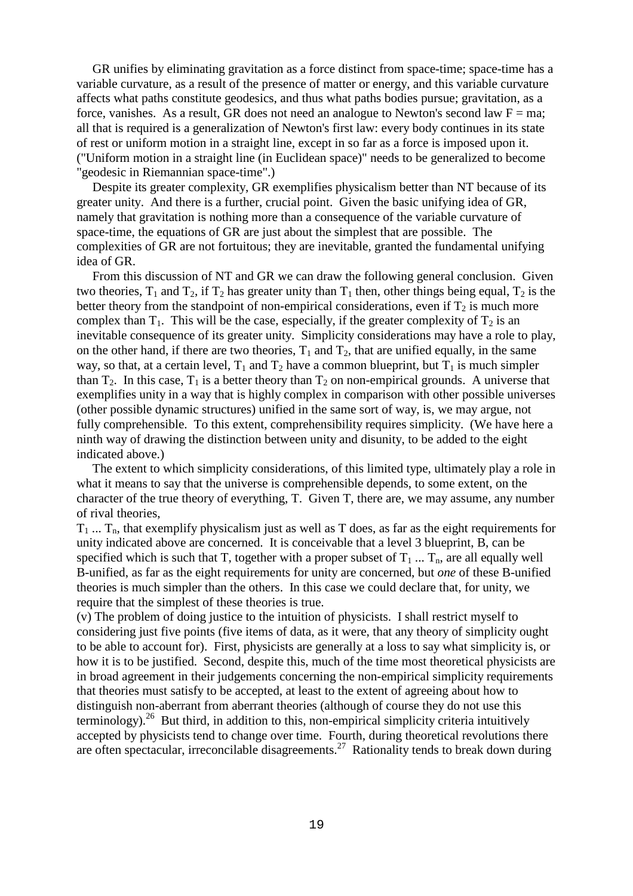GR unifies by eliminating gravitation as a force distinct from space-time; space-time has a variable curvature, as a result of the presence of matter or energy, and this variable curvature affects what paths constitute geodesics, and thus what paths bodies pursue; gravitation, as a force, vanishes. As a result, GR does not need an analogue to Newton's second law $F = ma$; all that is required is a generalization of Newton's first law: every body continues in its state of rest or uniform motion in a straight line, except in so far as a force is imposed upon it. ("Uniform motion in a straight line (in Euclidean space)" needs to be generalized to become "geodesic in Riemannian space-time".)

Despite its greater complexity, GR exemplifies physicalism better than NT because of its greater unity. And there is a further, crucial point. Given the basic unifying idea of GR, namely that gravitation is nothing more than a consequence of the variable curvature of space-time, the equations of GR are just about the simplest that are possible. The complexities of GR are not fortuitous; they are inevitable, granted the fundamental unifying idea of GR.

From this discussion of NT and GR we can draw the following general conclusion. Given two theories, $T_1$ and $T_2$, if $T_2$ has greater unity than $T_1$ then, other things being equal, $T_2$ is the better theory from the standpoint of non-empirical considerations, even if $T_2$ is much more complex than $T_1$. This will be the case, especially, if the greater complexity of $T_2$ is an inevitable consequence of its greater unity. Simplicity considerations may have a role to play, on the other hand, if there are two theories, $T_1$ and $T_2$, that are unified equally, in the same way, so that, at a certain level, $T_1$ and $T_2$ have a common blueprint, but $T_1$ is much simpler than $T_2$. In this case, $T_1$ is a better theory than $T_2$ on non-empirical grounds. A universe that exemplifies unity in a way that is highly complex in comparison with other possible universes (other possible dynamic structures) unified in the same sort of way, is, we may argue, not fully comprehensible. To this extent, comprehensibility requires simplicity. (We have here a ninth way of drawing the distinction between unity and disunity, to be added to the eight indicated above.)

The extent to which simplicity considerations, of this limited type, ultimately play a role in what it means to say that the universe is comprehensible depends, to some extent, on the character of the true theory of everything, T. Given T, there are, we may assume, any number of rival theories, $T_1 \ldots T_n$, that exemplify physicalism just as well as T does, as far as the eight requirements for unity indicated above are concerned. It is conceivable that a level 3 blueprint, B, can be specified which is such that T, together with a proper subset of $T_1 \ldots T_n$, are all equally well B-unified, as far as the eight requirements for unity are concerned, but *one* of these B-unified theories is much simpler than the others. In this case we could declare that, for unity, we require that the simplest of these theories is true.

(v) The problem of doing justice to the intuition of physicists. I shall restrict myself to considering just five points (five items of data, as it were, that any theory of simplicity ought to be able to account for). First, physicists are generally at a loss to say what simplicity is, or how it is to be justified. Second, despite this, much of the time most theoretical physicists are in broad agreement in their judgements concerning the non-empirical simplicity requirements that theories must satisfy to be accepted, at least to the extent of agreeing about how to distinguish non-aberrant from aberrant theories (although of course they do not use this terminology).[26] But third, in addition to this, non-empirical simplicity criteria intuitively accepted by physicists tend to change over time. Fourth, during theoretical revolutions there are often spectacular, irreconcilable disagreements.[27] Rationality tends to break down during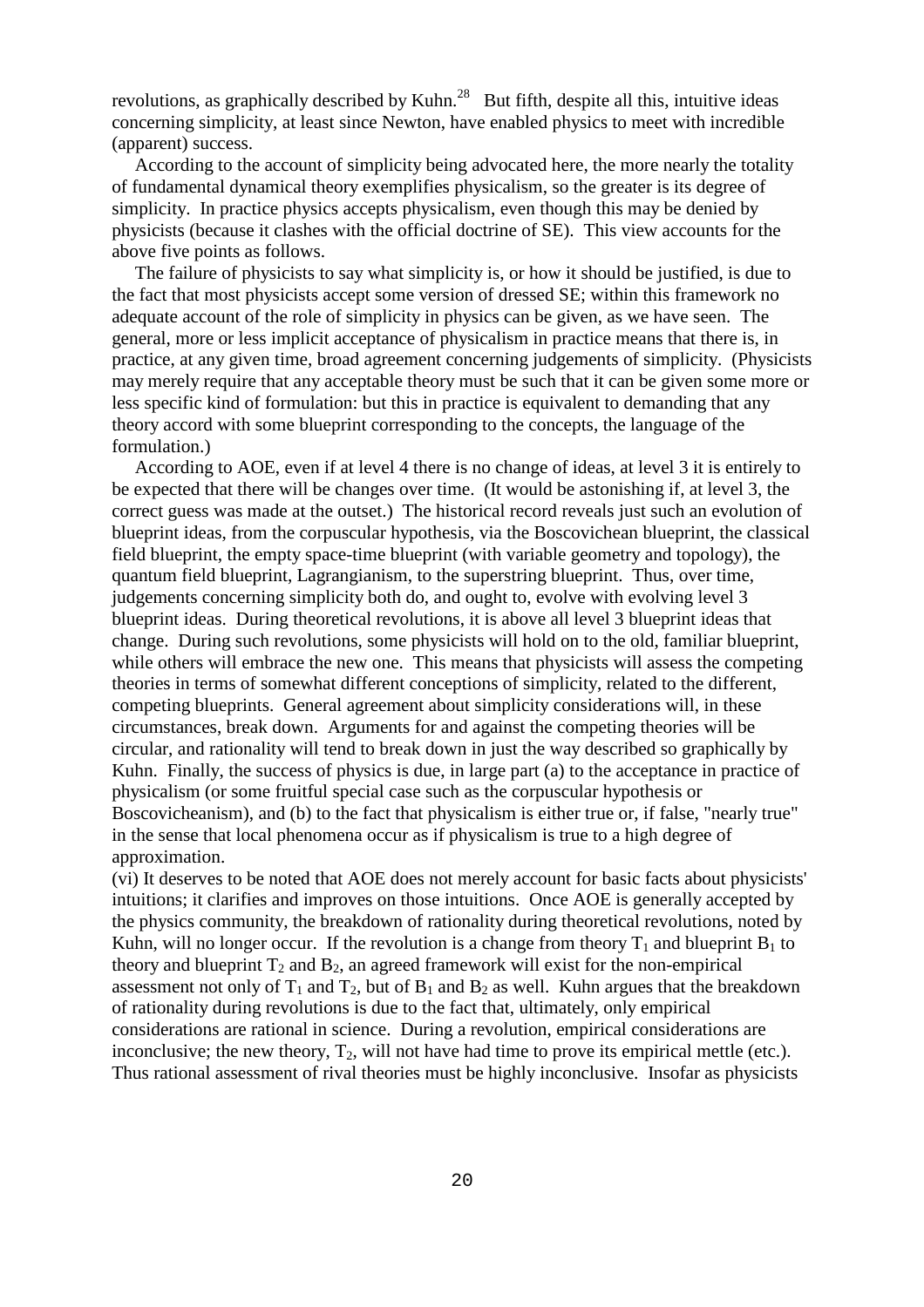revolutions, as graphically described by Kuhn.[28] But fifth, despite all this, intuitive ideas concerning simplicity, at least since Newton, have enabled physics to meet with incredible (apparent) success.

According to the account of simplicity being advocated here, the more nearly the totality of fundamental dynamical theory exemplifies physicalism, so the greater is its degree of simplicity. In practice physics accepts physicalism, even though this may be denied by physicists (because it clashes with the official doctrine of SE). This view accounts for the above five points as follows.

The failure of physicists to say what simplicity is, or how it should be justified, is due to the fact that most physicists accept some version of dressed SE; within this framework no adequate account of the role of simplicity in physics can be given, as we have seen. The general, more or less implicit acceptance of physicalism in practice means that there is, in practice, at any given time, broad agreement concerning judgements of simplicity. (Physicists may merely require that any acceptable theory must be such that it can be given some more or less specific kind of formulation: but this in practice is equivalent to demanding that any theory accord with some blueprint corresponding to the concepts, the language of the formulation.)

According to AOE, even if at level 4 there is no change of ideas, at level 3 it is entirely to be expected that there will be changes over time. (It would be astonishing if, at level 3, the correct guess was made at the outset.) The historical record reveals just such an evolution of blueprint ideas, from the corpuscular hypothesis, via the Boscovichean blueprint, the classical field blueprint, the empty space-time blueprint (with variable geometry and topology), the quantum field blueprint, Lagrangianism, to the superstring blueprint. Thus, over time, judgements concerning simplicity both do, and ought to, evolve with evolving level 3 blueprint ideas. During theoretical revolutions, it is above all level 3 blueprint ideas that change. During such revolutions, some physicists will hold on to the old, familiar blueprint, while others will embrace the new one. This means that physicists will assess the competing theories in terms of somewhat different conceptions of simplicity, related to the different, competing blueprints. General agreement about simplicity considerations will, in these circumstances, break down. Arguments for and against the competing theories will be circular, and rationality will tend to break down in just the way described so graphically by Kuhn. Finally, the success of physics is due, in large part (a) to the acceptance in practice of physicalism (or some fruitful special case such as the corpuscular hypothesis or Boscovicheanism), and (b) to the fact that physicalism is either true or, if false, "nearly true" in the sense that local phenomena occur as if physicalism is true to a high degree of approximation.

(vi) It deserves to be noted that AOE does not merely account for basic facts about physicists' intuitions; it clarifies and improves on those intuitions. Once AOE is generally accepted by the physics community, the breakdown of rationality during theoretical revolutions, noted by Kuhn, will no longer occur. If the revolution is a change from theory $T_1$ and blueprint $B_1$ to theory and blueprint $T_2$ and $B_2$, an agreed framework will exist for the non-empirical assessment not only of $T_1$ and $T_2$, but of $B_1$ and $B_2$ as well. Kuhn argues that the breakdown of rationality during revolutions is due to the fact that, ultimately, only empirical considerations are rational in science. During a revolution, empirical considerations are inconclusive; the new theory, $T_2$, will not have had time to prove its empirical mettle (etc.). Thus rational assessment of rival theories must be highly inconclusive. Insofar as physicists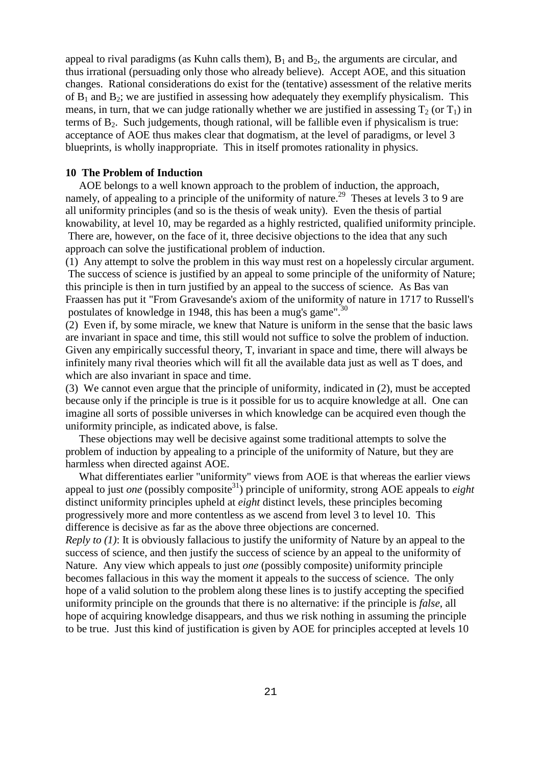appeal to rival paradigms (as Kuhn calls them), $B_1$ and $B_2$, the arguments are circular, and thus irrational (persuading only those who already believe). Accept AOE, and this situation changes. Rational considerations do exist for the (tentative) assessment of the relative merits of $B_1$ and $B_2$; we are justified in assessing how adequately they exemplify physicalism. This means, in turn, that we can judge rationally whether we are justified in assessing $T_2$ (or $T_1$) in terms of $B_2$. Such judgements, though rational, will be fallible even if physicalism is true: acceptance of AOE thus makes clear that dogmatism, at the level of paradigms, or level 3 blueprints, is wholly inappropriate. This in itself promotes rationality in physics.

## 10 The Problem of Induction

AOE belongs to a well known approach to the problem of induction, the approach, namely, of appealing to a principle of the uniformity of nature.[29] Theses at levels 3 to 9 are all uniformity principles (and so is the thesis of weak unity). Even the thesis of partial knowability, at level 10, may be regarded as a highly restricted, qualified uniformity principle. There are, however, on the face of it, three decisive objections to the idea that any such approach can solve the justificational problem of induction.

(1) Any attempt to solve the problem in this way must rest on a hopelessly circular argument. The success of science is justified by an appeal to some principle of the uniformity of Nature; this principle is then in turn justified by an appeal to the success of science. As Bas van Fraassen has put it "From Gravesande's axiom of the uniformity of nature in 1717 to Russell's postulates of knowledge in 1948, this has been a mug's game".[30]

(2) Even if, by some miracle, we knew that Nature is uniform in the sense that the basic laws are invariant in space and time, this still would not suffice to solve the problem of induction. Given any empirically successful theory, T, invariant in space and time, there will always be infinitely many rival theories which will fit all the available data just as well as T does, and which are also invariant in space and time.

(3) We cannot even argue that the principle of uniformity, indicated in (2), must be accepted because only if the principle is true is it possible for us to acquire knowledge at all. One can imagine all sorts of possible universes in which knowledge can be acquired even though the uniformity principle, as indicated above, is false.

These objections may well be decisive against some traditional attempts to solve the problem of induction by appealing to a principle of the uniformity of Nature, but they are harmless when directed against AOE.

What differentiates earlier "uniformity" views from AOE is that whereas the earlier views appeal to just *one* (possibly composite[31]) principle of uniformity, strong AOE appeals to *eight* distinct uniformity principles upheld at *eight* distinct levels, these principles becoming progressively more and more contentless as we ascend from level 3 to level 10. This difference is decisive as far as the above three objections are concerned.

*Reply to (1)*: It is obviously fallacious to justify the uniformity of Nature by an appeal to the success of science, and then justify the success of science by an appeal to the uniformity of Nature. Any view which appeals to just *one* (possibly composite) uniformity principle becomes fallacious in this way the moment it appeals to the success of science. The only hope of a valid solution to the problem along these lines is to justify accepting the specified uniformity principle on the grounds that there is no alternative: if the principle is *false*, all hope of acquiring knowledge disappears, and thus we risk nothing in assuming the principle to be true. Just this kind of justification is given by AOE for principles accepted at levels 10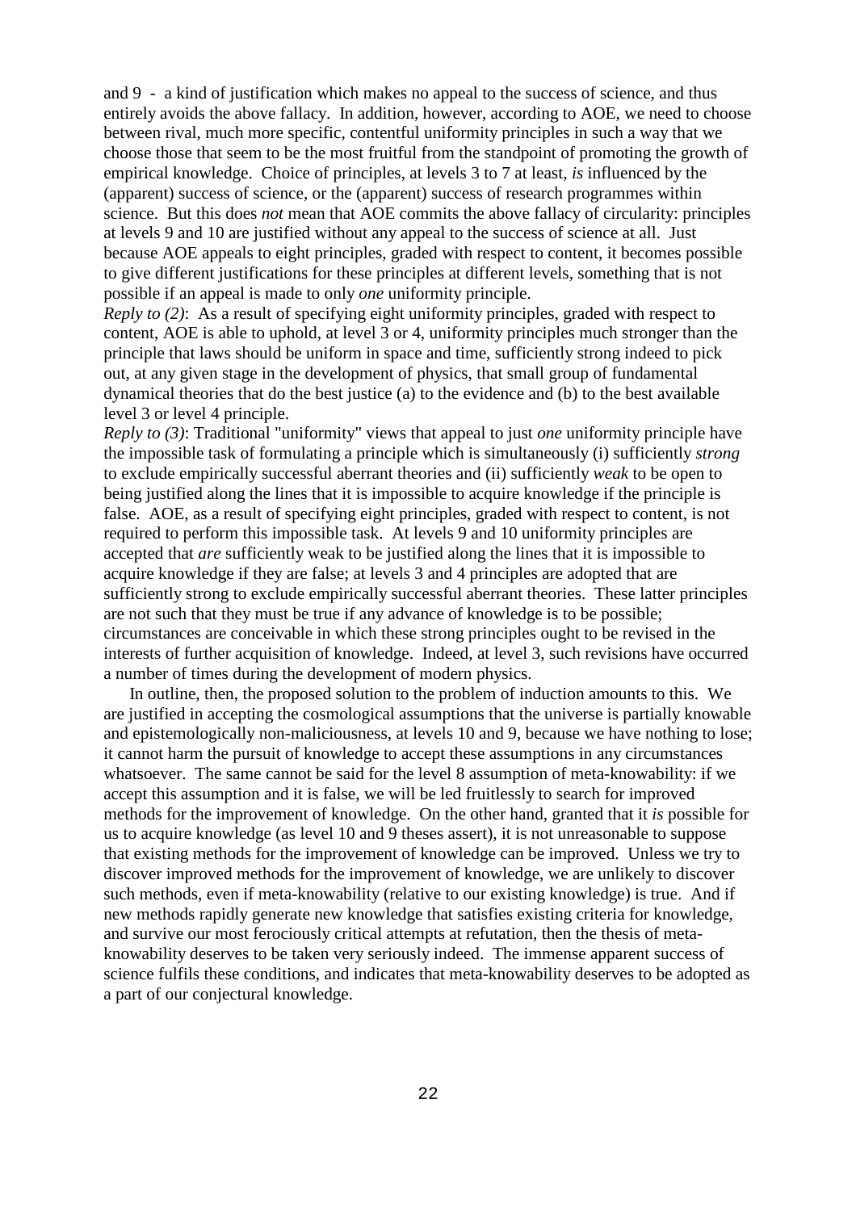and 9 - a kind of justification which makes no appeal to the success of science, and thus entirely avoids the above fallacy. In addition, however, according to AOE, we need to choose between rival, much more specific, contentful uniformity principles in such a way that we choose those that seem to be the most fruitful from the standpoint of promoting the growth of empirical knowledge. Choice of principles, at levels 3 to 7 at least, *is* influenced by the (apparent) success of science, or the (apparent) success of research programmes within science. But this does *not* mean that AOE commits the above fallacy of circularity: principles at levels 9 and 10 are justified without any appeal to the success of science at all. Just because AOE appeals to eight principles, graded with respect to content, it becomes possible to give different justifications for these principles at different levels, something that is not possible if an appeal is made to only *one* uniformity principle.

*Reply to (2)*: As a result of specifying eight uniformity principles, graded with respect to content, AOE is able to uphold, at level 3 or 4, uniformity principles much stronger than the principle that laws should be uniform in space and time, sufficiently strong indeed to pick out, at any given stage in the development of physics, that small group of fundamental dynamical theories that do the best justice (a) to the evidence and (b) to the best available level 3 or level 4 principle.

*Reply to (3)*: Traditional "uniformity" views that appeal to just *one* uniformity principle have the impossible task of formulating a principle which is simultaneously (i) sufficiently *strong* to exclude empirically successful aberrant theories and (ii) sufficiently *weak* to be open to being justified along the lines that it is impossible to acquire knowledge if the principle is false. AOE, as a result of specifying eight principles, graded with respect to content, is not required to perform this impossible task. At levels 9 and 10 uniformity principles are accepted that *are* sufficiently weak to be justified along the lines that it is impossible to acquire knowledge if they are false; at levels 3 and 4 principles are adopted that are sufficiently strong to exclude empirically successful aberrant theories. These latter principles are not such that they must be true if any advance of knowledge is to be possible; circumstances are conceivable in which these strong principles ought to be revised in the interests of further acquisition of knowledge. Indeed, at level 3, such revisions have occurred a number of times during the development of modern physics.

In outline, then, the proposed solution to the problem of induction amounts to this. We are justified in accepting the cosmological assumptions that the universe is partially knowable and epistemologically non-maliciousness, at levels 10 and 9, because we have nothing to lose; it cannot harm the pursuit of knowledge to accept these assumptions in any circumstances whatsoever. The same cannot be said for the level 8 assumption of meta-knowability: if we accept this assumption and it is false, we will be led fruitlessly to search for improved methods for the improvement of knowledge. On the other hand, granted that it *is* possible for us to acquire knowledge (as level 10 and 9 theses assert), it is not unreasonable to suppose that existing methods for the improvement of knowledge can be improved. Unless we try to discover improved methods for the improvement of knowledge, we are unlikely to discover such methods, even if meta-knowability (relative to our existing knowledge) is true. And if new methods rapidly generate new knowledge that satisfies existing criteria for knowledge, and survive our most ferociously critical attempts at refutation, then the thesis of meta-knowability deserves to be taken very seriously indeed. The immense apparent success of science fulfils these conditions, and indicates that meta-knowability deserves to be adopted as a part of our conjectural knowledge.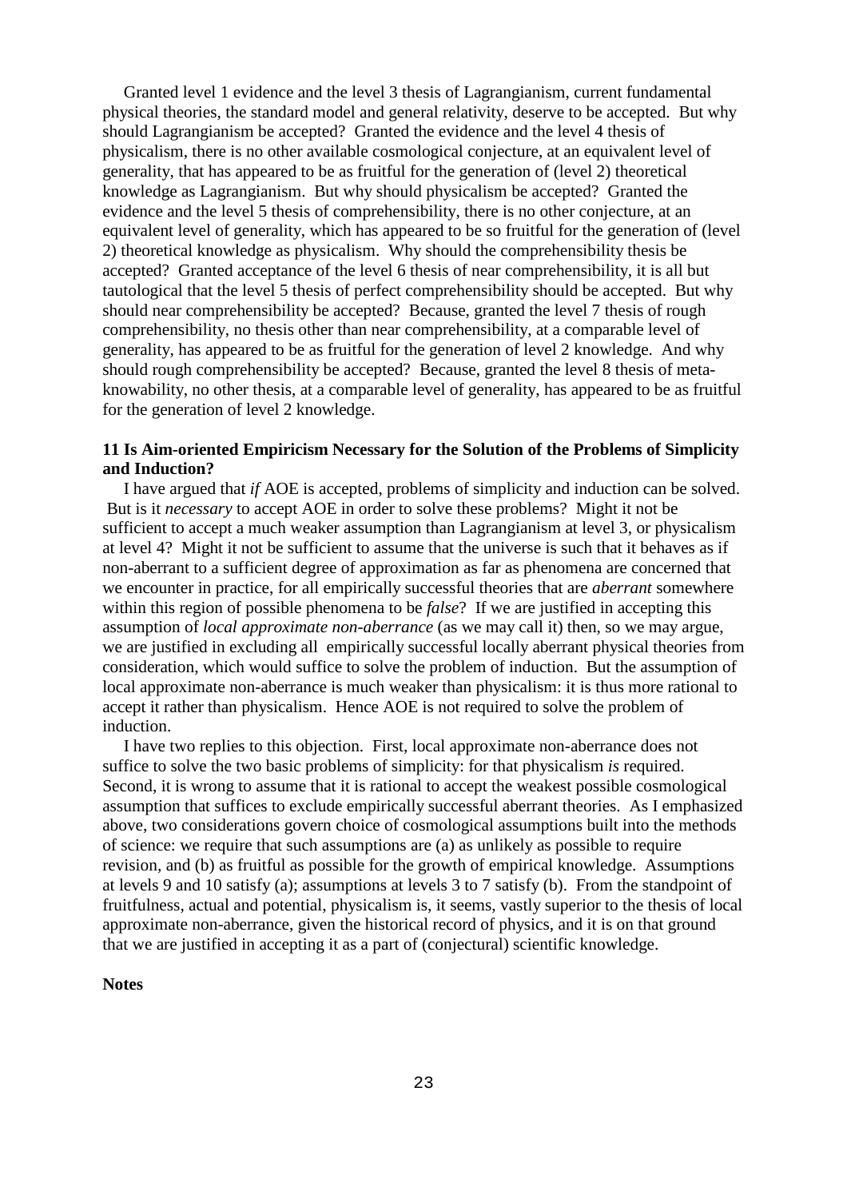Granted level 1 evidence and the level 3 thesis of Lagrangianism, current fundamental physical theories, the standard model and general relativity, deserve to be accepted. But why should Lagrangianism be accepted? Granted the evidence and the level 4 thesis of physicalism, there is no other available cosmological conjecture, at an equivalent level of generality, that has appeared to be as fruitful for the generation of (level 2) theoretical knowledge as Lagrangianism. But why should physicalism be accepted? Granted the evidence and the level 5 thesis of comprehensibility, there is no other conjecture, at an equivalent level of generality, which has appeared to be so fruitful for the generation of (level 2) theoretical knowledge as physicalism. Why should the comprehensibility thesis be accepted? Granted acceptance of the level 6 thesis of near comprehensibility, it is all but tautological that the level 5 thesis of perfect comprehensibility should be accepted. But why should near comprehensibility be accepted? Because, granted the level 7 thesis of rough comprehensibility, no thesis other than near comprehensibility, at a comparable level of generality, has appeared to be as fruitful for the generation of level 2 knowledge. And why should rough comprehensibility be accepted? Because, granted the level 8 thesis of meta-knowability, no other thesis, at a comparable level of generality, has appeared to be as fruitful for the generation of level 2 knowledge.

## 11 Is Aim-oriented Empiricism Necessary for the Solution of the Problems of Simplicity and Induction?

I have argued that *if* AOE is accepted, problems of simplicity and induction can be solved. But is it *necessary* to accept AOE in order to solve these problems? Might it not be sufficient to accept a much weaker assumption than Lagrangianism at level 3, or physicalism at level 4? Might it not be sufficient to assume that the universe is such that it behaves as if non-aberrant to a sufficient degree of approximation as far as phenomena are concerned that we encounter in practice, for all empirically successful theories that are *aberrant* somewhere within this region of possible phenomena to be *false*? If we are justified in accepting this assumption of *local approximate non-aberrance* (as we may call it) then, so we may argue, we are justified in excluding all empirically successful locally aberrant physical theories from consideration, which would suffice to solve the problem of induction. But the assumption of local approximate non-aberrance is much weaker than physicalism: it is thus more rational to accept it rather than physicalism. Hence AOE is not required to solve the problem of induction.

I have two replies to this objection. First, local approximate non-aberrance does not suffice to solve the two basic problems of simplicity: for that physicalism *is* required. Second, it is wrong to assume that it is rational to accept the weakest possible cosmological assumption that suffices to exclude empirically successful aberrant theories. As I emphasized above, two considerations govern choice of cosmological assumptions built into the methods of science: we require that such assumptions are (a) as unlikely as possible to require revision, and (b) as fruitful as possible for the growth of empirical knowledge. Assumptions at levels 9 and 10 satisfy (a); assumptions at levels 3 to 7 satisfy (b). From the standpoint of fruitfulness, actual and potential, physicalism is, it seems, vastly superior to the thesis of local approximate non-aberrance, given the historical record of physics, and it is on that ground that we are justified in accepting it as a part of (conjectural) scientific knowledge.

**Notes**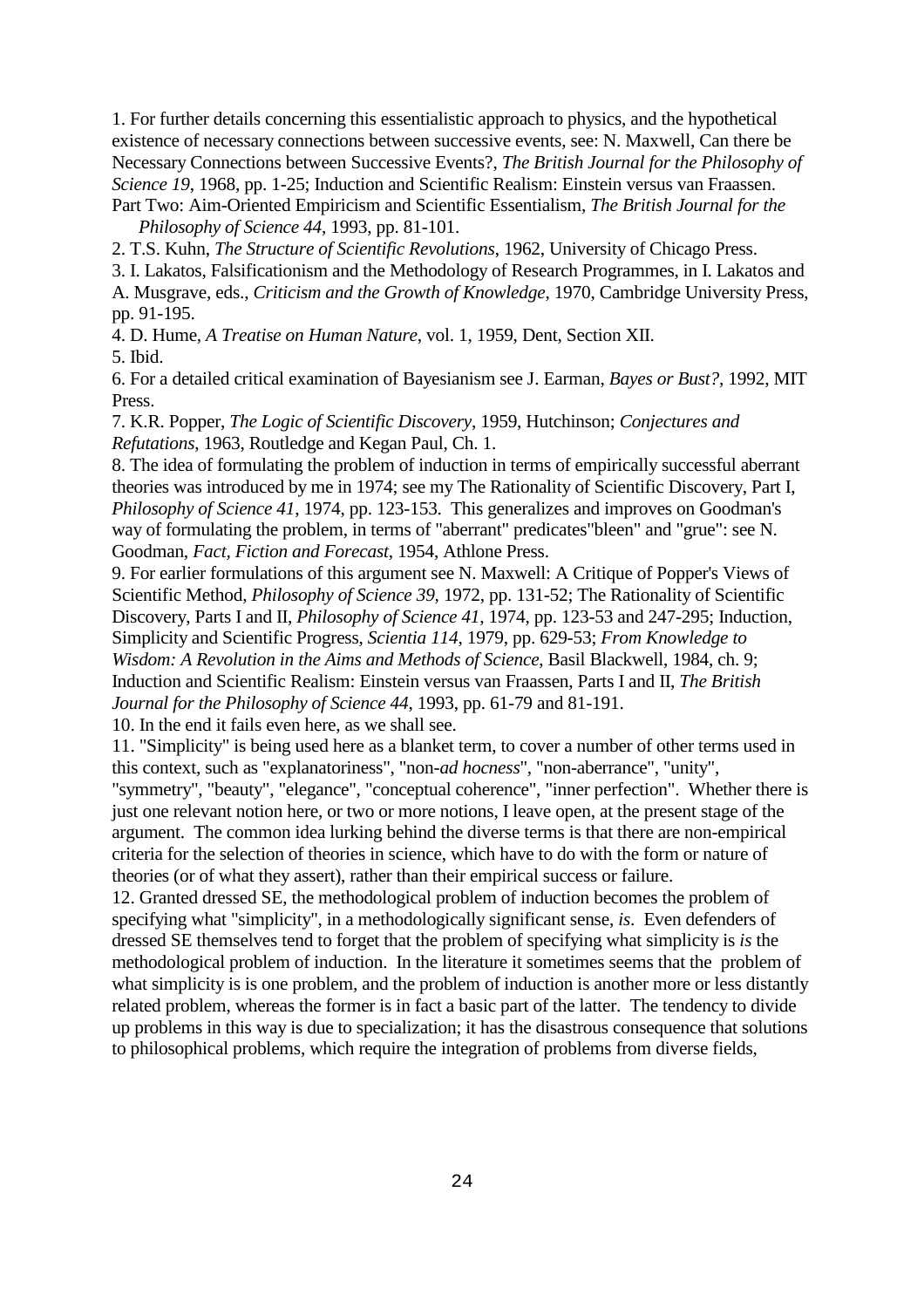1. For further details concerning this essentialistic approach to physics, and the hypothetical existence of necessary connections between successive events, see: N. Maxwell, Can there be Necessary Connections between Successive Events?, *The British Journal for the Philosophy of Science 19*, 1968, pp. 1-25; Induction and Scientific Realism: Einstein versus van Fraassen. Part Two: Aim-Oriented Empiricism and Scientific Essentialism, *The British Journal for the Philosophy of Science 44*, 1993, pp. 81-101.

2. T.S. Kuhn, *The Structure of Scientific Revolutions*, 1962, University of Chicago Press.

3. I. Lakatos, Falsificationism and the Methodology of Research Programmes, in I. Lakatos and A. Musgrave, eds., *Criticism and the Growth of Knowledge*, 1970, Cambridge University Press, pp. 91-195.

4. D. Hume, *A Treatise on Human Nature*, vol. 1, 1959, Dent, Section XII.

5. Ibid.

6. For a detailed critical examination of Bayesianism see J. Earman, *Bayes or Bust?*, 1992, MIT Press.

7. K.R. Popper, *The Logic of Scientific Discovery*, 1959, Hutchinson; *Conjectures and Refutations*, 1963, Routledge and Kegan Paul, Ch. 1.

8. The idea of formulating the problem of induction in terms of empirically successful aberrant theories was introduced by me in 1974; see my The Rationality of Scientific Discovery, Part I, *Philosophy of Science 41*, 1974, pp. 123-153. This generalizes and improves on Goodman's way of formulating the problem, in terms of "aberrant" predicates"bleen" and "grue": see N. Goodman, *Fact, Fiction and Forecast*, 1954, Athlone Press.

9. For earlier formulations of this argument see N. Maxwell: A Critique of Popper's Views of Scientific Method, *Philosophy of Science 39*, 1972, pp. 131-52; The Rationality of Scientific Discovery, Parts I and II, *Philosophy of Science 41*, 1974, pp. 123-53 and 247-295; Induction, Simplicity and Scientific Progress, *Scientia 114*, 1979, pp. 629-53; *From Knowledge to Wisdom: A Revolution in the Aims and Methods of Science*, Basil Blackwell, 1984, ch. 9; Induction and Scientific Realism: Einstein versus van Fraassen, Parts I and II, *The British Journal for the Philosophy of Science 44*, 1993, pp. 61-79 and 81-191.

10. In the end it fails even here, as we shall see.

11. "Simplicity" is being used here as a blanket term, to cover a number of other terms used in this context, such as "explanatoriness", "non-*ad hocness*", "non-aberrance", "unity", "symmetry", "beauty", "elegance", "conceptual coherence", "inner perfection". Whether there is just one relevant notion here, or two or more notions, I leave open, at the present stage of the argument. The common idea lurking behind the diverse terms is that there are non-empirical criteria for the selection of theories in science, which have to do with the form or nature of theories (or of what they assert), rather than their empirical success or failure.

12. Granted dressed SE, the methodological problem of induction becomes the problem of specifying what "simplicity", in a methodologically significant sense, *is*. Even defenders of dressed SE themselves tend to forget that the problem of specifying what simplicity is *is* the methodological problem of induction. In the literature it sometimes seems that the problem of what simplicity is is one problem, and the problem of induction is another more or less distantly related problem, whereas the former is in fact a basic part of the latter. The tendency to divide up problems in this way is due to specialization; it has the disastrous consequence that solutions to philosophical problems, which require the integration of problems from diverse fields,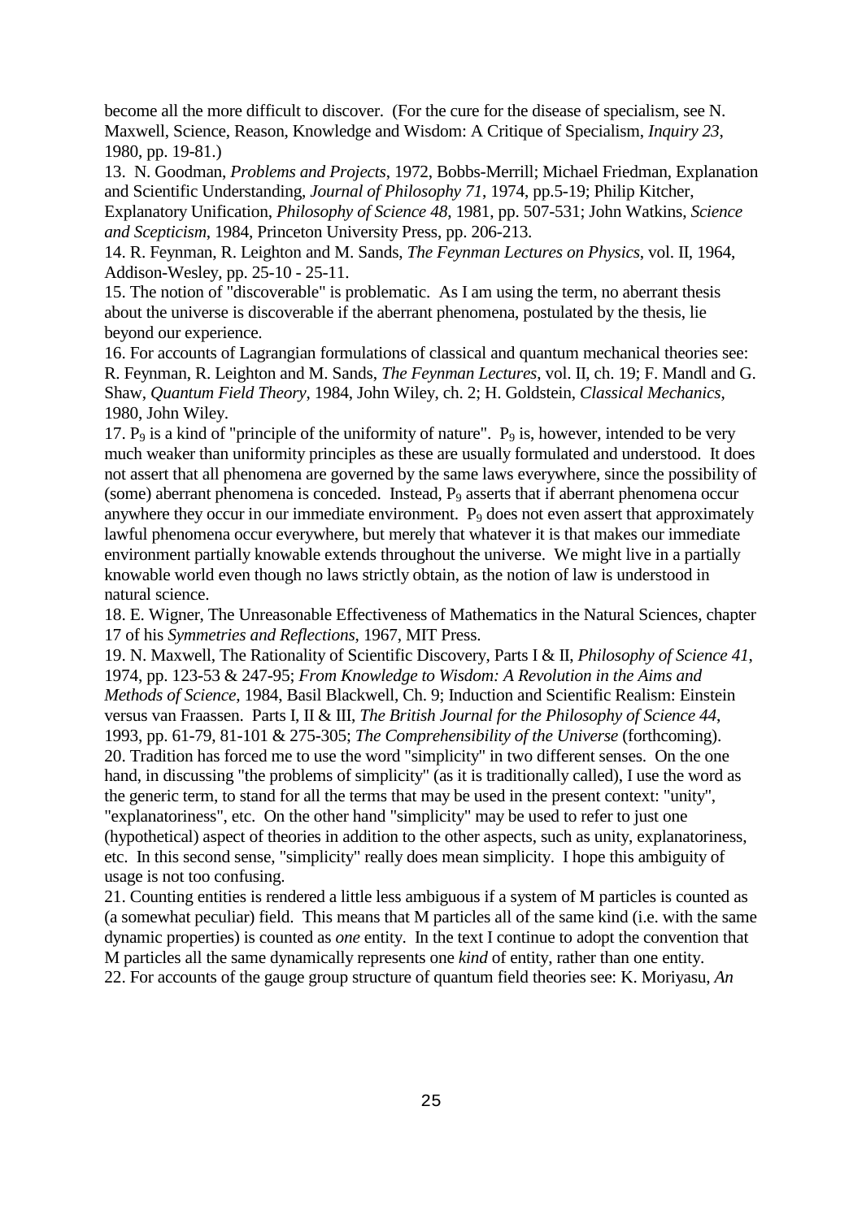become all the more difficult to discover. (For the cure for the disease of specialism, see N. Maxwell, Science, Reason, Knowledge and Wisdom: A Critique of Specialism, *Inquiry 23*, 1980, pp. 19-81.)

13. N. Goodman, *Problems and Projects*, 1972, Bobbs-Merrill; Michael Friedman, Explanation and Scientific Understanding, *Journal of Philosophy 71*, 1974, pp.5-19; Philip Kitcher, Explanatory Unification, *Philosophy of Science 48*, 1981, pp. 507-531; John Watkins, *Science and Scepticism*, 1984, Princeton University Press, pp. 206-213.

14. R. Feynman, R. Leighton and M. Sands, *The Feynman Lectures on Physics*, vol. II, 1964, Addison-Wesley, pp. 25-10 - 25-11.

15. The notion of "discoverable" is problematic. As I am using the term, no aberrant thesis about the universe is discoverable if the aberrant phenomena, postulated by the thesis, lie beyond our experience.

16. For accounts of Lagrangian formulations of classical and quantum mechanical theories see: R. Feynman, R. Leighton and M. Sands, *The Feynman Lectures*, vol. II, ch. 19; F. Mandl and G. Shaw, *Quantum Field Theory*, 1984, John Wiley, ch. 2; H. Goldstein, *Classical Mechanics*, 1980, John Wiley.

17. $P_9$ is a kind of "principle of the uniformity of nature". $P_9$ is, however, intended to be very much weaker than uniformity principles as these are usually formulated and understood. It does not assert that all phenomena are governed by the same laws everywhere, since the possibility of (some) aberrant phenomena is conceded. Instead, $P_9$ asserts that if aberrant phenomena occur anywhere they occur in our immediate environment. $P_9$ does not even assert that approximately lawful phenomena occur everywhere, but merely that whatever it is that makes our immediate environment partially knowable extends throughout the universe. We might live in a partially knowable world even though no laws strictly obtain, as the notion of law is understood in natural science.

18. E. Wigner, The Unreasonable Effectiveness of Mathematics in the Natural Sciences, chapter 17 of his *Symmetries and Reflections*, 1967, MIT Press.

19. N. Maxwell, The Rationality of Scientific Discovery, Parts I & II, *Philosophy of Science 41*, 1974, pp. 123-53 & 247-95; *From Knowledge to Wisdom: A Revolution in the Aims and Methods of Science*, 1984, Basil Blackwell, Ch. 9; Induction and Scientific Realism: Einstein versus van Fraassen. Parts I, II & III, *The British Journal for the Philosophy of Science 44*, 1993, pp. 61-79, 81-101 & 275-305; *The Comprehensibility of the Universe* (forthcoming).

20. Tradition has forced me to use the word "simplicity" in two different senses. On the one hand, in discussing "the problems of simplicity" (as it is traditionally called), I use the word as the generic term, to stand for all the terms that may be used in the present context: "unity", "explanatoriness", etc. On the other hand "simplicity" may be used to refer to just one (hypothetical) aspect of theories in addition to the other aspects, such as unity, explanatoriness, etc. In this second sense, "simplicity" really does mean simplicity. I hope this ambiguity of usage is not too confusing.

21. Counting entities is rendered a little less ambiguous if a system of M particles is counted as (a somewhat peculiar) field. This means that M particles all of the same kind (i.e. with the same dynamic properties) is counted as *one* entity. In the text I continue to adopt the convention that M particles all the same dynamically represents one *kind* of entity, rather than one entity.

22. For accounts of the gauge group structure of quantum field theories see: K. Moriyasu, *An*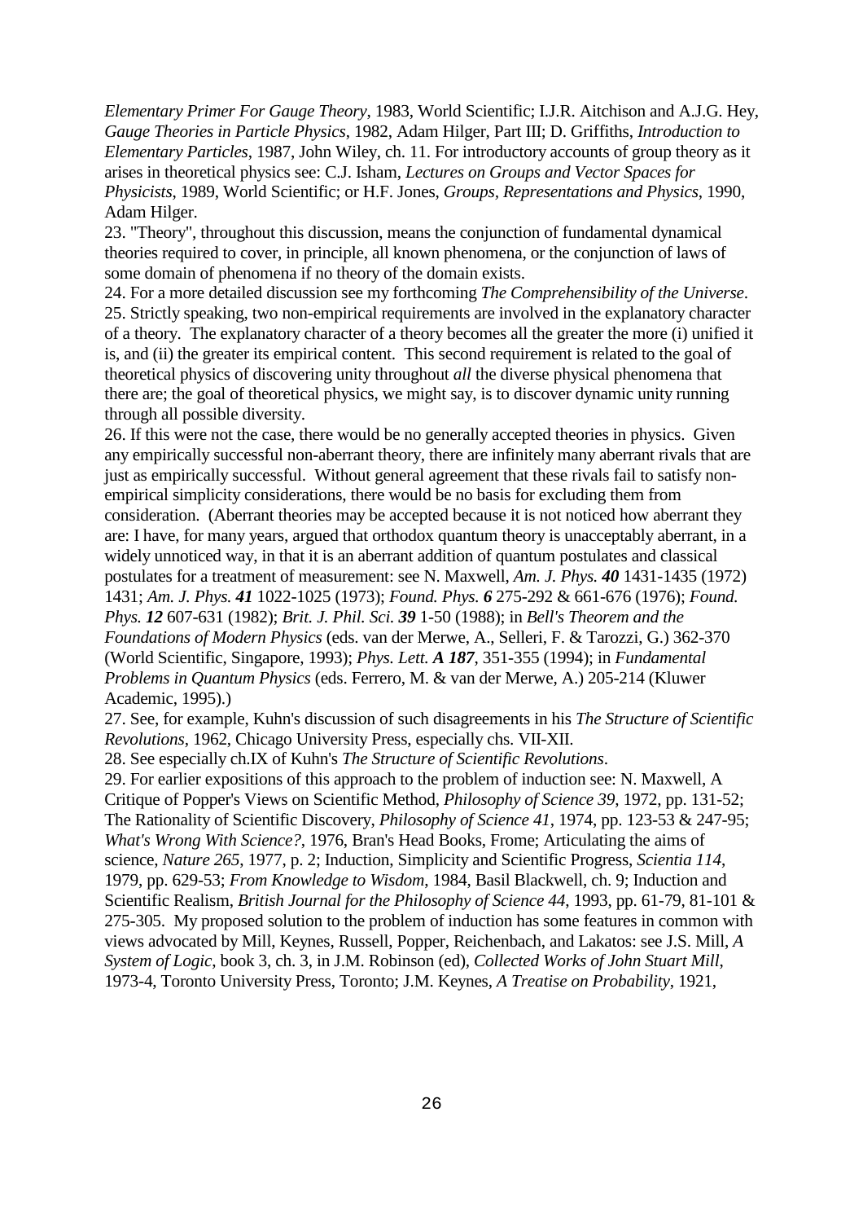*Elementary Primer For Gauge Theory*, 1983, World Scientific; I.J.R. Aitchison and A.J.G. Hey, *Gauge Theories in Particle Physics*, 1982, Adam Hilger, Part III; D. Griffiths, *Introduction to Elementary Particles*, 1987, John Wiley, ch. 11. For introductory accounts of group theory as it arises in theoretical physics see: C.J. Isham, *Lectures on Groups and Vector Spaces for Physicists*, 1989, World Scientific; or H.F. Jones, *Groups, Representations and Physics*, 1990, Adam Hilger.

23. "Theory", throughout this discussion, means the conjunction of fundamental dynamical theories required to cover, in principle, all known phenomena, or the conjunction of laws of some domain of phenomena if no theory of the domain exists.

24. For a more detailed discussion see my forthcoming *The Comprehensibility of the Universe*.

25. Strictly speaking, two non-empirical requirements are involved in the explanatory character of a theory. The explanatory character of a theory becomes all the greater the more (i) unified it is, and (ii) the greater its empirical content. This second requirement is related to the goal of theoretical physics of discovering unity throughout *all* the diverse physical phenomena that there are; the goal of theoretical physics, we might say, is to discover dynamic unity running through all possible diversity.

26. If this were not the case, there would be no generally accepted theories in physics. Given any empirically successful non-aberrant theory, there are infinitely many aberrant rivals that are just as empirically successful. Without general agreement that these rivals fail to satisfy non-empirical simplicity considerations, there would be no basis for excluding them from consideration. (Aberrant theories may be accepted because it is not noticed how aberrant they are: I have, for many years, argued that orthodox quantum theory is unacceptably aberrant, in a widely unnoticed way, in that it is an aberrant addition of quantum postulates and classical postulates for a treatment of measurement: see N. Maxwell, *Am. J. Phys.* ***40*** 1431-1435 (1972) 1431; *Am. J. Phys.* ***41*** 1022-1025 (1973); *Found. Phys.* ***6*** 275-292 & 661-676 (1976); *Found. Phys.* ***12*** 607-631 (1982); *Brit. J. Phil. Sci.* ***39*** 1-50 (1988); in *Bell's Theorem and the Foundations of Modern Physics* (eds. van der Merwe, A., Selleri, F. & Tarozzi, G.) 362-370 (World Scientific, Singapore, 1993); *Phys. Lett.* ***A 187***, 351-355 (1994); in *Fundamental Problems in Quantum Physics* (eds. Ferrero, M. & van der Merwe, A.) 205-214 (Kluwer Academic, 1995).)

27. See, for example, Kuhn's discussion of such disagreements in his *The Structure of Scientific Revolutions*, 1962, Chicago University Press, especially chs. VII-XII.

28. See especially ch.IX of Kuhn's *The Structure of Scientific Revolutions*.

29. For earlier expositions of this approach to the problem of induction see: N. Maxwell, A Critique of Popper's Views on Scientific Method, *Philosophy of Science 39*, 1972, pp. 131-52; The Rationality of Scientific Discovery, *Philosophy of Science 41*, 1974, pp. 123-53 & 247-95; *What's Wrong With Science?*, 1976, Bran's Head Books, Frome; Articulating the aims of science, *Nature 265*, 1977, p. 2; Induction, Simplicity and Scientific Progress, *Scientia 114*, 1979, pp. 629-53; *From Knowledge to Wisdom*, 1984, Basil Blackwell, ch. 9; Induction and Scientific Realism, *British Journal for the Philosophy of Science 44*, 1993, pp. 61-79, 81-101 & 275-305. My proposed solution to the problem of induction has some features in common with views advocated by Mill, Keynes, Russell, Popper, Reichenbach, and Lakatos: see J.S. Mill, *A System of Logic*, book 3, ch. 3, in J.M. Robinson (ed), *Collected Works of John Stuart Mill*, 1973-4, Toronto University Press, Toronto; J.M. Keynes, *A Treatise on Probability*, 1921,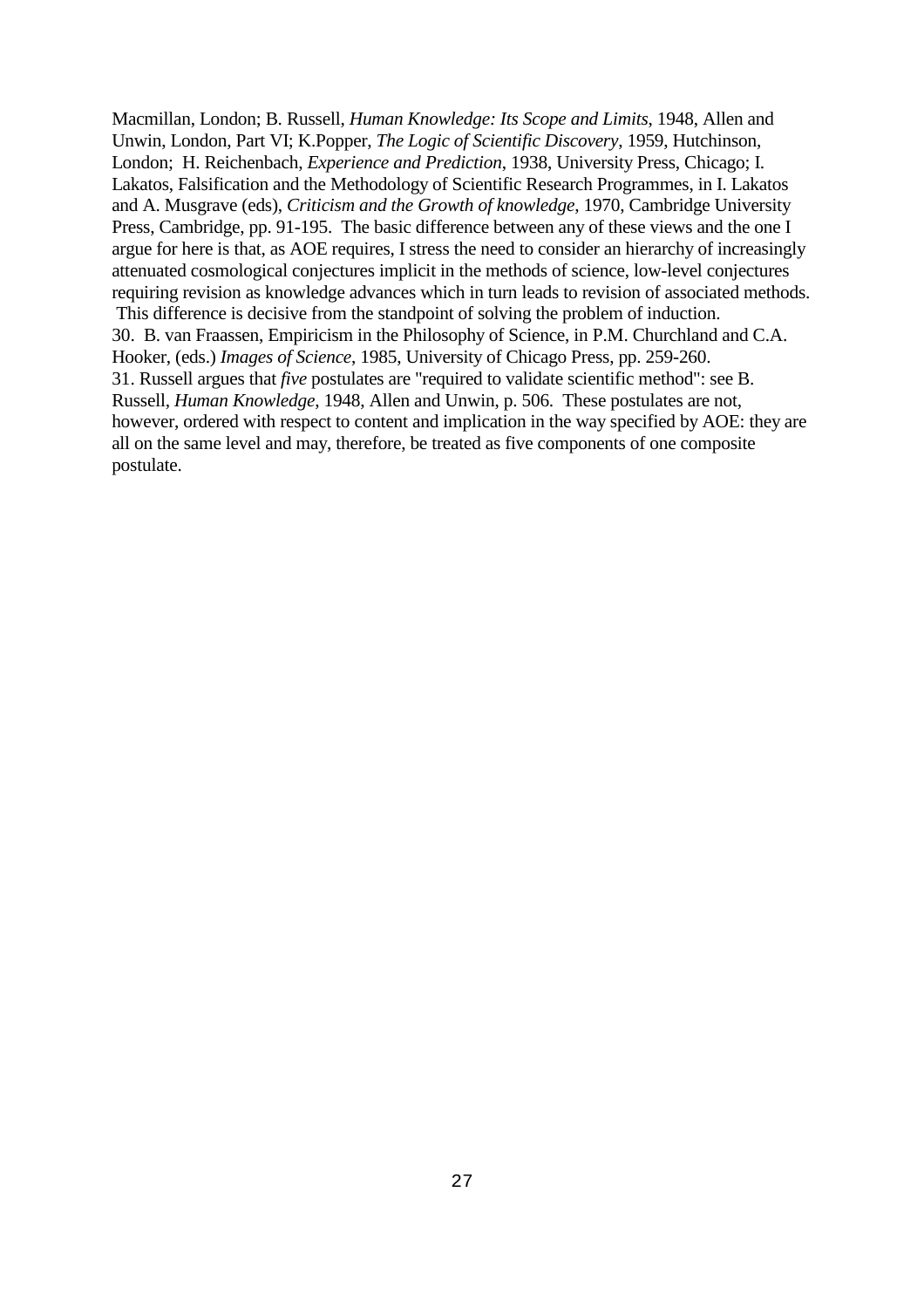Macmillan, London; B. Russell, *Human Knowledge: Its Scope and Limits*, 1948, Allen and Unwin, London, Part VI; K.Popper, *The Logic of Scientific Discovery*, 1959, Hutchinson, London; H. Reichenbach, *Experience and Prediction*, 1938, University Press, Chicago; I. Lakatos, Falsification and the Methodology of Scientific Research Programmes, in I. Lakatos and A. Musgrave (eds), *Criticism and the Growth of knowledge*, 1970, Cambridge University Press, Cambridge, pp. 91-195. The basic difference between any of these views and the one I argue for here is that, as AOE requires, I stress the need to consider an hierarchy of increasingly attenuated cosmological conjectures implicit in the methods of science, low-level conjectures requiring revision as knowledge advances which in turn leads to revision of associated methods. This difference is decisive from the standpoint of solving the problem of induction.

30. B. van Fraassen, Empiricism in the Philosophy of Science, in P.M. Churchland and C.A. Hooker, (eds.) *Images of Science*, 1985, University of Chicago Press, pp. 259-260.

31. Russell argues that *five* postulates are "required to validate scientific method": see B. Russell, *Human Knowledge*, 1948, Allen and Unwin, p. 506. These postulates are not, however, ordered with respect to content and implication in the way specified by AOE: they are all on the same level and may, therefore, be treated as five components of one composite postulate.